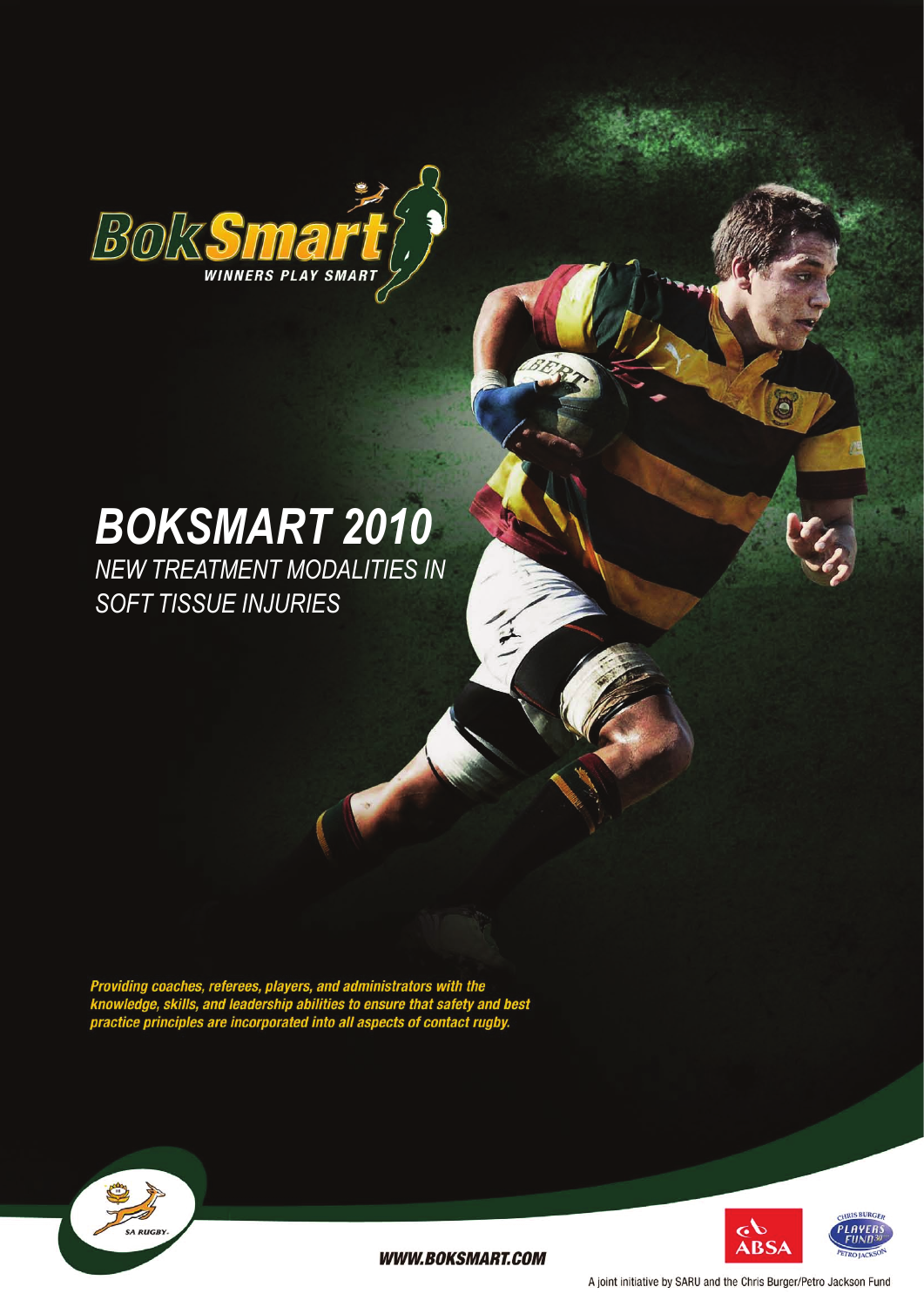BokSmart

WINNERS PLAY SMART

# BOKSMART 2010

## NEW TREATMENT MODALITIES IN SOFT TISSUE INJURIES

***Providing coaches, referees, players, and administrators with the knowledge, skills, and leadership abilities to ensure that safety and best practice principles are incorporated into all aspects of contact rugby.***

SA RUGBY

**WWW.BOKSMART.COM**

ABSA

CHRIS BURGER PLAYERS FUND PETRO JACKSON

A joint initiative by SARU and the Chris Burger/Petro Jackson Fund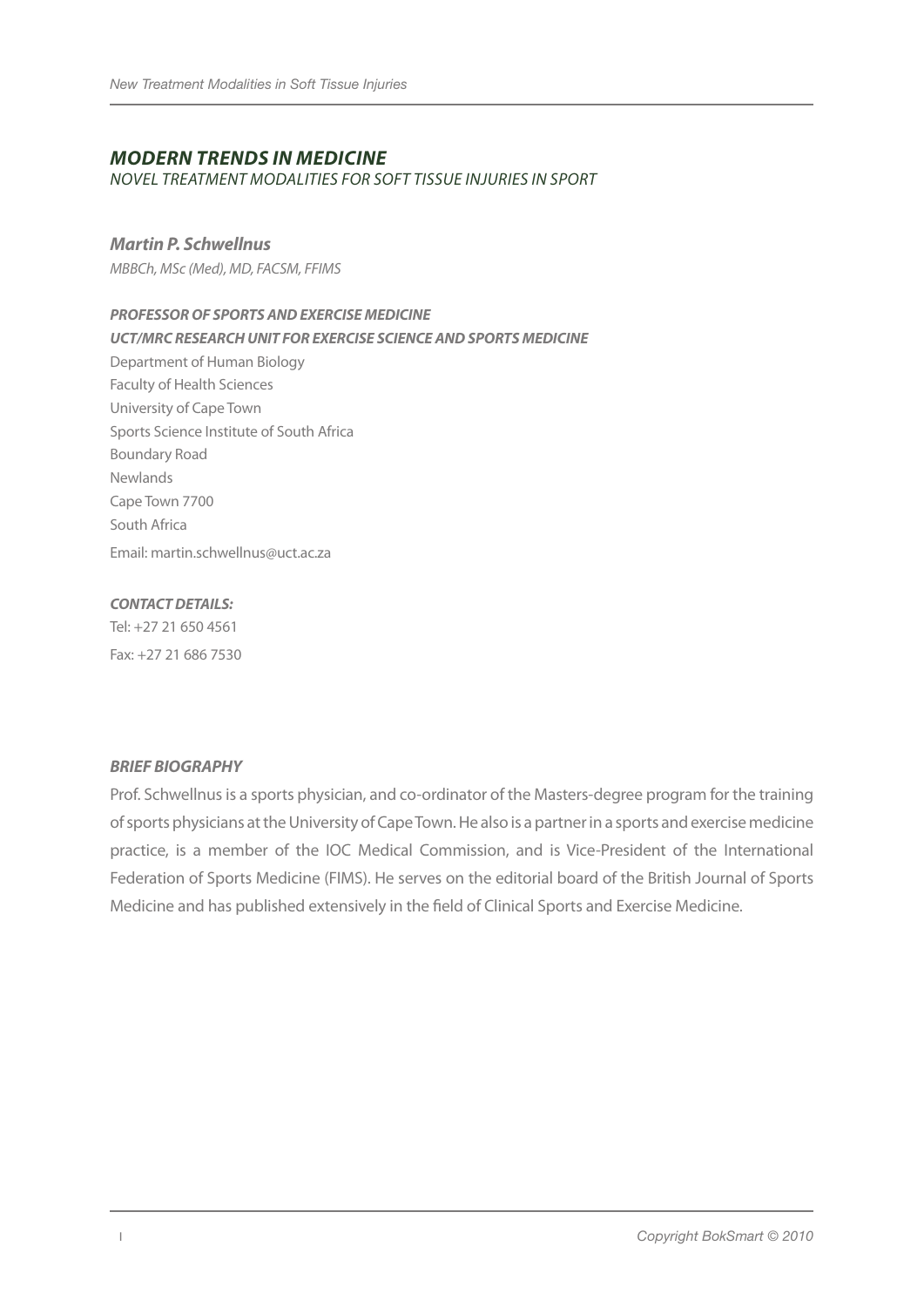## *MODERN TRENDS IN MEDICINE*

*NOVEL TREATMENT MODALITIES FOR SOFT TISSUE INJURIES IN SPORT*

***Martin P. Schwellnus***

*MBBCh, MSc (Med), MD, FACSM, FFIMS*

***PROFESSOR OF SPORTS AND EXERCISE MEDICINE***

***UCT/MRC RESEARCH UNIT FOR EXERCISE SCIENCE AND SPORTS MEDICINE***

Department of Human Biology
Faculty of Health Sciences
University of Cape Town
Sports Science Institute of South Africa
Boundary Road
Newlands
Cape Town 7700
South Africa
Email: martin.schwellnus@uct.ac.za

***CONTACT DETAILS:***

Tel: +27 21 650 4561
Fax: +27 21 686 7530

***BRIEF BIOGRAPHY***

Prof. Schwellnus is a sports physician, and co-ordinator of the Masters-degree program for the training of sports physicians at the University of Cape Town. He also is a partner in a sports and exercise medicine practice, is a member of the IOC Medical Commission, and is Vice-President of the International Federation of Sports Medicine (FIMS). He serves on the editorial board of the British Journal of Sports Medicine and has published extensively in the field of Clinical Sports and Exercise Medicine.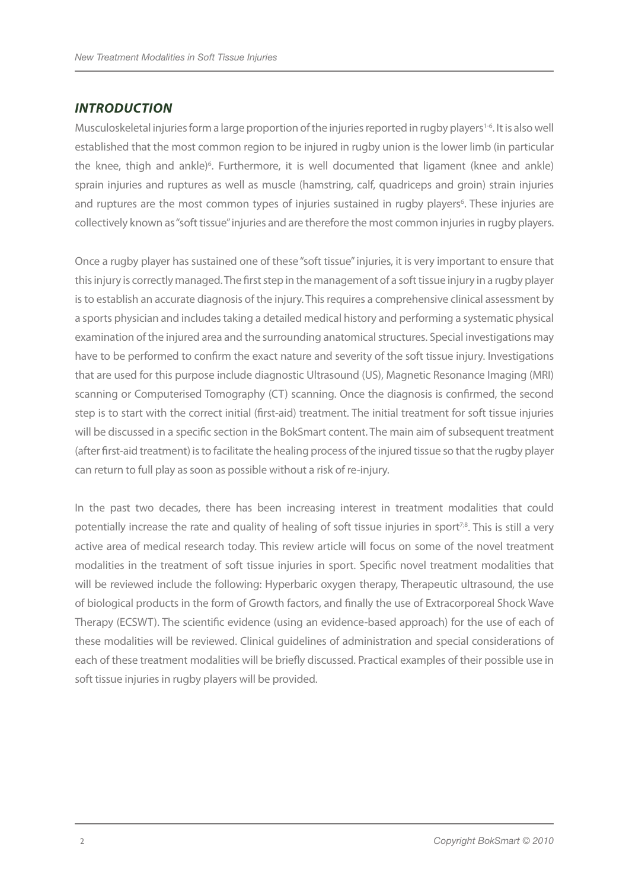## *INTRODUCTION*

Musculoskeletal injuries form a large proportion of the injuries reported in rugby players[1-6]. It is also well established that the most common region to be injured in rugby union is the lower limb (in particular the knee, thigh and ankle)[6]. Furthermore, it is well documented that ligament (knee and ankle) sprain injuries and ruptures as well as muscle (hamstring, calf, quadriceps and groin) strain injuries and ruptures are the most common types of injuries sustained in rugby players[6]. These injuries are collectively known as "soft tissue" injuries and are therefore the most common injuries in rugby players.

Once a rugby player has sustained one of these "soft tissue" injuries, it is very important to ensure that this injury is correctly managed. The first step in the management of a soft tissue injury in a rugby player is to establish an accurate diagnosis of the injury. This requires a comprehensive clinical assessment by a sports physician and includes taking a detailed medical history and performing a systematic physical examination of the injured area and the surrounding anatomical structures. Special investigations may have to be performed to confirm the exact nature and severity of the soft tissue injury. Investigations that are used for this purpose include diagnostic Ultrasound (US), Magnetic Resonance Imaging (MRI) scanning or Computerised Tomography (CT) scanning. Once the diagnosis is confirmed, the second step is to start with the correct initial (first-aid) treatment. The initial treatment for soft tissue injuries will be discussed in a specific section in the BokSmart content. The main aim of subsequent treatment (after first-aid treatment) is to facilitate the healing process of the injured tissue so that the rugby player can return to full play as soon as possible without a risk of re-injury.

In the past two decades, there has been increasing interest in treatment modalities that could potentially increase the rate and quality of healing of soft tissue injuries in sport[7;8]. This is still a very active area of medical research today. This review article will focus on some of the novel treatment modalities in the treatment of soft tissue injuries in sport. Specific novel treatment modalities that will be reviewed include the following: Hyperbaric oxygen therapy, Therapeutic ultrasound, the use of biological products in the form of Growth factors, and finally the use of Extracorporeal Shock Wave Therapy (ECSWT). The scientific evidence (using an evidence-based approach) for the use of each of these modalities will be reviewed. Clinical guidelines of administration and special considerations of each of these treatment modalities will be briefly discussed. Practical examples of their possible use in soft tissue injuries in rugby players will be provided.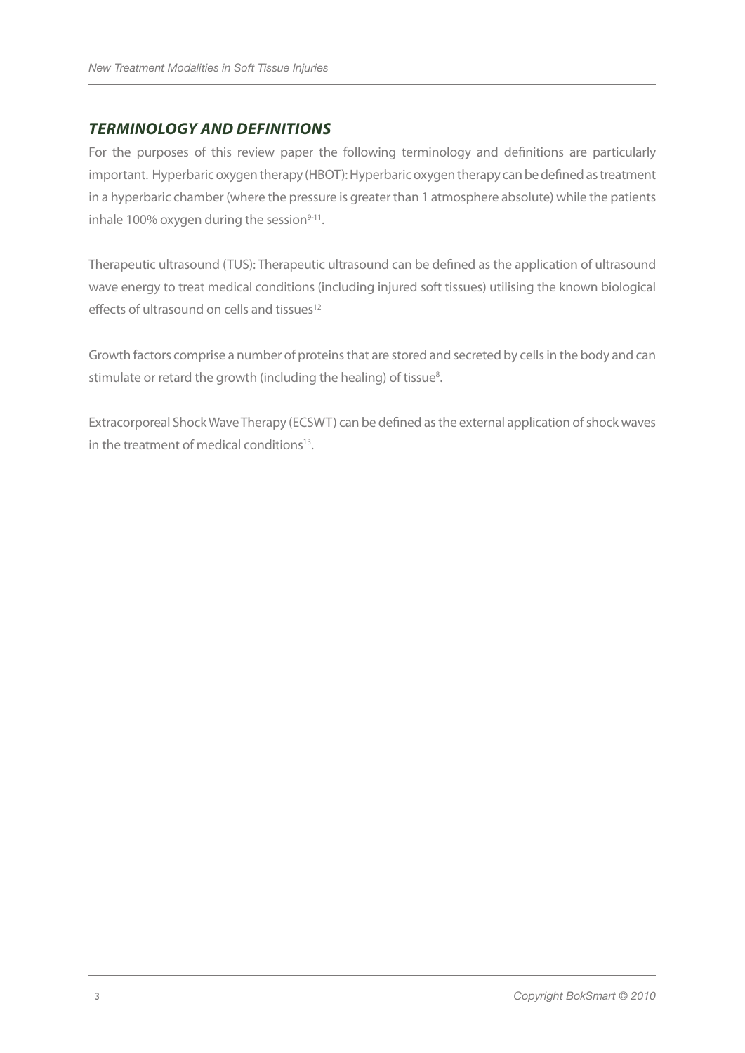## *TERMINOLOGY AND DEFINITIONS*

For the purposes of this review paper the following terminology and definitions are particularly important. Hyperbaric oxygen therapy (HBOT): Hyperbaric oxygen therapy can be defined as treatment in a hyperbaric chamber (where the pressure is greater than 1 atmosphere absolute) while the patients inhale 100% oxygen during the session[9-11].

Therapeutic ultrasound (TUS): Therapeutic ultrasound can be defined as the application of ultrasound wave energy to treat medical conditions (including injured soft tissues) utilising the known biological effects of ultrasound on cells and tissues[12]

Growth factors comprise a number of proteins that are stored and secreted by cells in the body and can stimulate or retard the growth (including the healing) of tissue[8].

Extracorporeal Shock Wave Therapy (ECSWT) can be defined as the external application of shock waves in the treatment of medical conditions[13].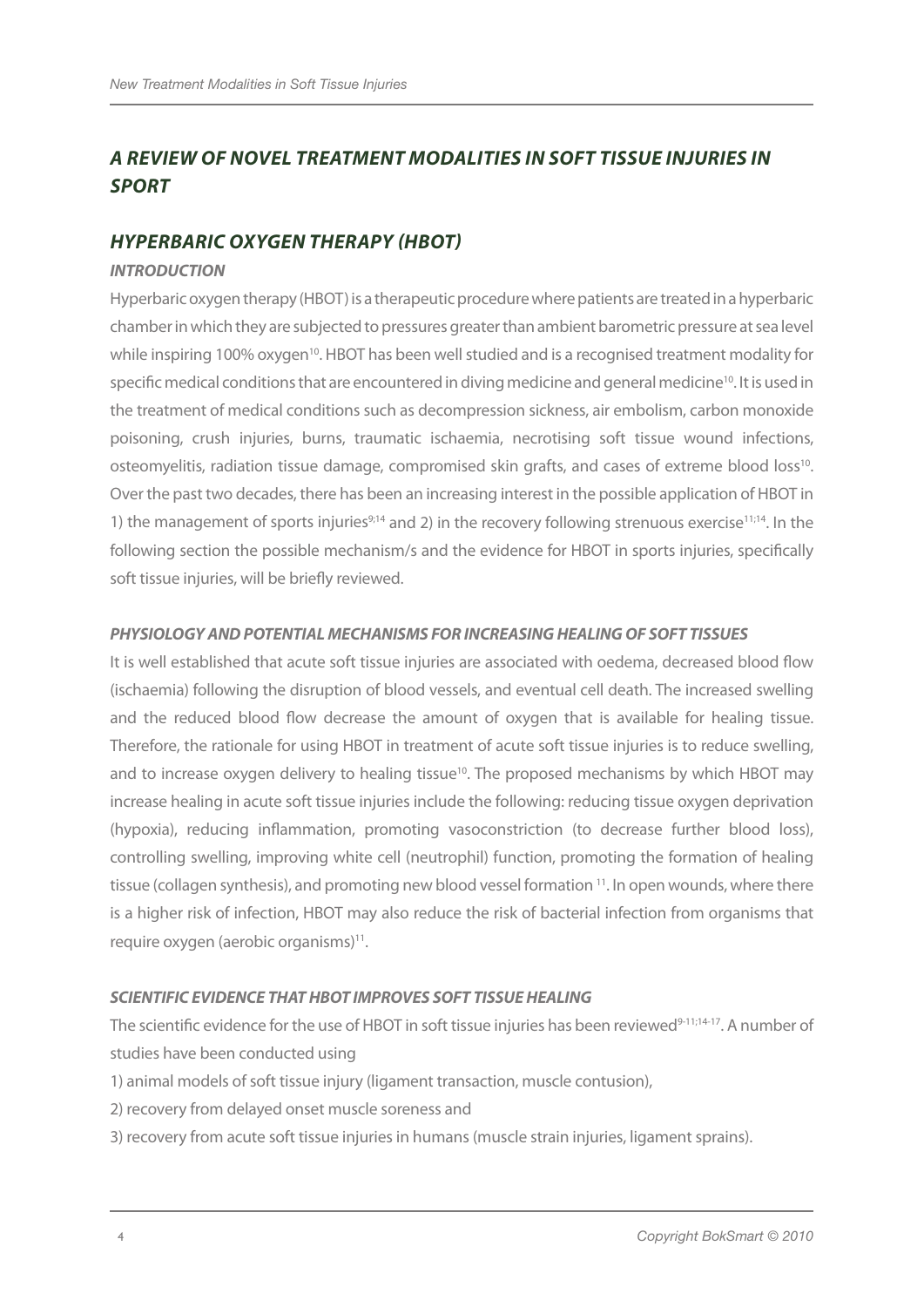## *A REVIEW OF NOVEL TREATMENT MODALITIES IN SOFT TISSUE INJURIES IN SPORT*

### *HYPERBARIC OXYGEN THERAPY (HBOT)*

#### *INTRODUCTION*

Hyperbaric oxygen therapy (HBOT) is a therapeutic procedure where patients are treated in a hyperbaric chamber in which they are subjected to pressures greater than ambient barometric pressure at sea level while inspiring 100% oxygen[10]. HBOT has been well studied and is a recognised treatment modality for specific medical conditions that are encountered in diving medicine and general medicine[10]. It is used in the treatment of medical conditions such as decompression sickness, air embolism, carbon monoxide poisoning, crush injuries, burns, traumatic ischaemia, necrotising soft tissue wound infections, osteomyelitis, radiation tissue damage, compromised skin grafts, and cases of extreme blood loss[10]. Over the past two decades, there has been an increasing interest in the possible application of HBOT in 1) the management of sports injuries[9;14] and 2) in the recovery following strenuous exercise[11;14]. In the following section the possible mechanism/s and the evidence for HBOT in sports injuries, specifically soft tissue injuries, will be briefly reviewed.

#### *PHYSIOLOGY AND POTENTIAL MECHANISMS FOR INCREASING HEALING OF SOFT TISSUES*

It is well established that acute soft tissue injuries are associated with oedema, decreased blood flow (ischaemia) following the disruption of blood vessels, and eventual cell death. The increased swelling and the reduced blood flow decrease the amount of oxygen that is available for healing tissue. Therefore, the rationale for using HBOT in treatment of acute soft tissue injuries is to reduce swelling, and to increase oxygen delivery to healing tissue[10]. The proposed mechanisms by which HBOT may increase healing in acute soft tissue injuries include the following: reducing tissue oxygen deprivation (hypoxia), reducing inflammation, promoting vasoconstriction (to decrease further blood loss), controlling swelling, improving white cell (neutrophil) function, promoting the formation of healing tissue (collagen synthesis), and promoting new blood vessel formation [11]. In open wounds, where there is a higher risk of infection, HBOT may also reduce the risk of bacterial infection from organisms that require oxygen (aerobic organisms)[11].

#### *SCIENTIFIC EVIDENCE THAT HBOT IMPROVES SOFT TISSUE HEALING*

The scientific evidence for the use of HBOT in soft tissue injuries has been reviewed[9-11;14-17]. A number of studies have been conducted using

1) animal models of soft tissue injury (ligament transaction, muscle contusion),

2) recovery from delayed onset muscle soreness and

3) recovery from acute soft tissue injuries in humans (muscle strain injuries, ligament sprains).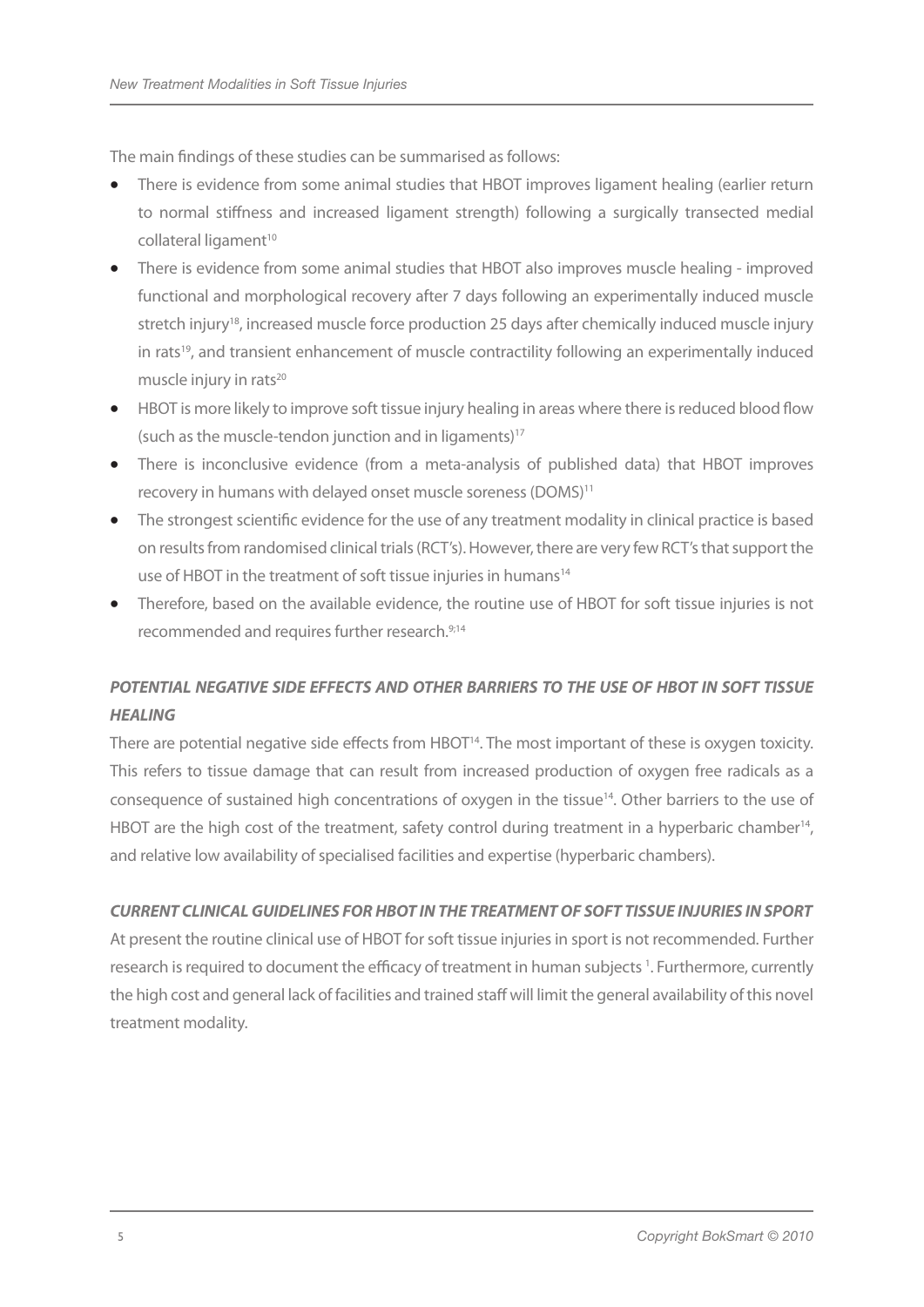The main findings of these studies can be summarised as follows:

- There is evidence from some animal studies that HBOT improves ligament healing (earlier return to normal stiffness and increased ligament strength) following a surgically transected medial collateral ligament[10]
- There is evidence from some animal studies that HBOT also improves muscle healing - improved functional and morphological recovery after 7 days following an experimentally induced muscle stretch injury[18], increased muscle force production 25 days after chemically induced muscle injury in rats[19], and transient enhancement of muscle contractility following an experimentally induced muscle injury in rats[20]
- HBOT is more likely to improve soft tissue injury healing in areas where there is reduced blood flow (such as the muscle-tendon junction and in ligaments)[17]
- There is inconclusive evidence (from a meta-analysis of published data) that HBOT improves recovery in humans with delayed onset muscle soreness (DOMS)[11]
- The strongest scientific evidence for the use of any treatment modality in clinical practice is based on results from randomised clinical trials (RCT's). However, there are very few RCT's that support the use of HBOT in the treatment of soft tissue injuries in humans[14]
- Therefore, based on the available evidence, the routine use of HBOT for soft tissue injuries is not recommended and requires further research.[9;14]

### *POTENTIAL NEGATIVE SIDE EFFECTS AND OTHER BARRIERS TO THE USE OF HBOT IN SOFT TISSUE HEALING*

There are potential negative side effects from HBOT[14]. The most important of these is oxygen toxicity. This refers to tissue damage that can result from increased production of oxygen free radicals as a consequence of sustained high concentrations of oxygen in the tissue[14]. Other barriers to the use of HBOT are the high cost of the treatment, safety control during treatment in a hyperbaric chamber[14], and relative low availability of specialised facilities and expertise (hyperbaric chambers).

### *CURRENT CLINICAL GUIDELINES FOR HBOT IN THE TREATMENT OF SOFT TISSUE INJURIES IN SPORT*

At present the routine clinical use of HBOT for soft tissue injuries in sport is not recommended. Further research is required to document the efficacy of treatment in human subjects [1]. Furthermore, currently the high cost and general lack of facilities and trained staff will limit the general availability of this novel treatment modality.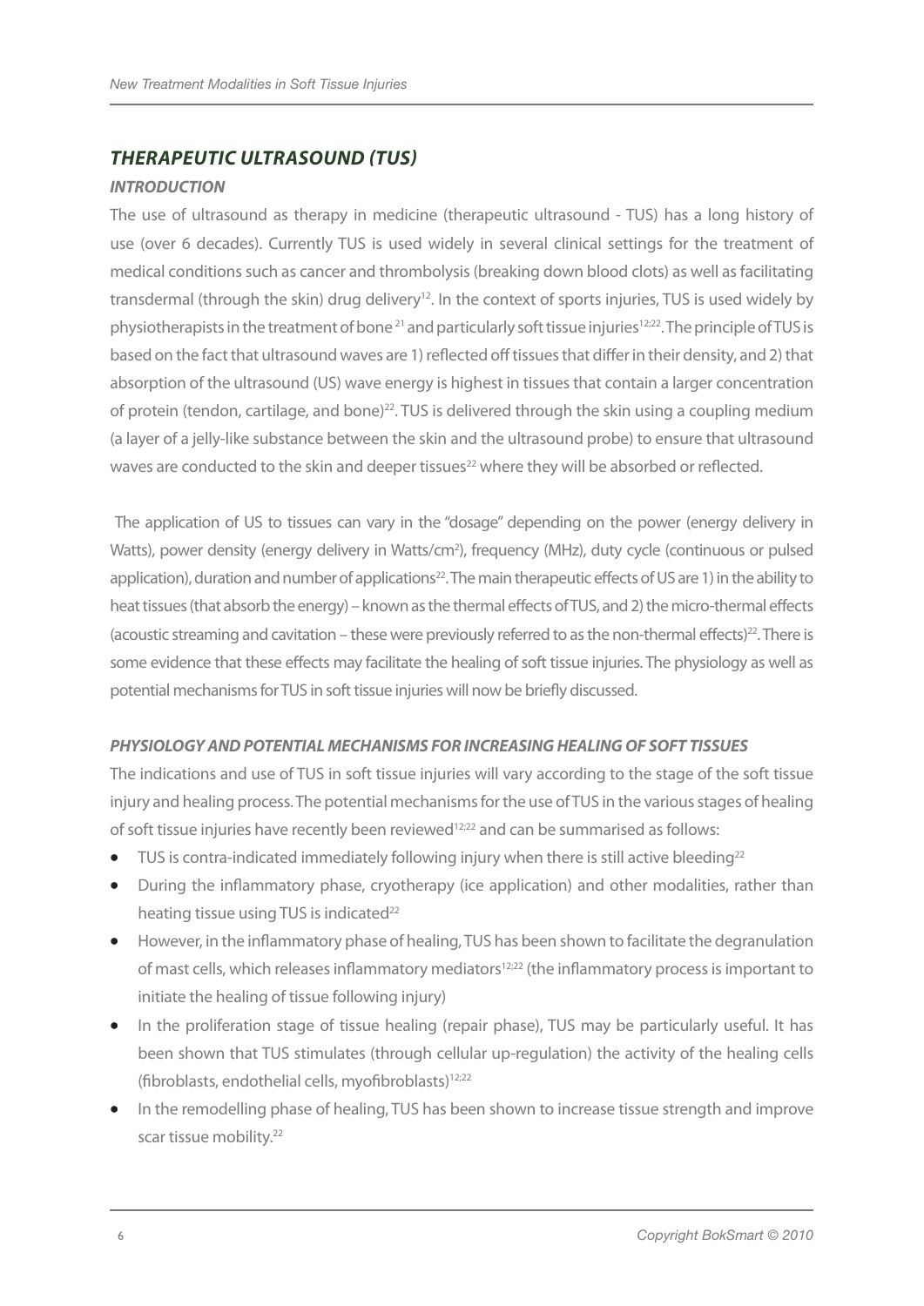## *THERAPEUTIC ULTRASOUND (TUS)*

### *INTRODUCTION*

The use of ultrasound as therapy in medicine (therapeutic ultrasound - TUS) has a long history of use (over 6 decades). Currently TUS is used widely in several clinical settings for the treatment of medical conditions such as cancer and thrombolysis (breaking down blood clots) as well as facilitating transdermal (through the skin) drug delivery[12]. In the context of sports injuries, TUS is used widely by physiotherapists in the treatment of bone [21] and particularly soft tissue injuries[12;22]. The principle of TUS is based on the fact that ultrasound waves are 1) reflected off tissues that differ in their density, and 2) that absorption of the ultrasound (US) wave energy is highest in tissues that contain a larger concentration of protein (tendon, cartilage, and bone)[22]. TUS is delivered through the skin using a coupling medium (a layer of a jelly-like substance between the skin and the ultrasound probe) to ensure that ultrasound waves are conducted to the skin and deeper tissues[22] where they will be absorbed or reflected.

The application of US to tissues can vary in the "dosage" depending on the power (energy delivery in Watts), power density (energy delivery in Watts/cm$^2$), frequency (MHz), duty cycle (continuous or pulsed application), duration and number of applications[22]. The main therapeutic effects of US are 1) in the ability to heat tissues (that absorb the energy) – known as the thermal effects of TUS, and 2) the micro-thermal effects (acoustic streaming and cavitation – these were previously referred to as the non-thermal effects)[22]. There is some evidence that these effects may facilitate the healing of soft tissue injuries. The physiology as well as potential mechanisms for TUS in soft tissue injuries will now be briefly discussed.

### *PHYSIOLOGY AND POTENTIAL MECHANISMS FOR INCREASING HEALING OF SOFT TISSUES*

The indications and use of TUS in soft tissue injuries will vary according to the stage of the soft tissue injury and healing process. The potential mechanisms for the use of TUS in the various stages of healing of soft tissue injuries have recently been reviewed[12;22] and can be summarised as follows:

- TUS is contra-indicated immediately following injury when there is still active bleeding[22]
- During the inflammatory phase, cryotherapy (ice application) and other modalities, rather than heating tissue using TUS is indicated[22]
- However, in the inflammatory phase of healing, TUS has been shown to facilitate the degranulation of mast cells, which releases inflammatory mediators[12;22] (the inflammatory process is important to initiate the healing of tissue following injury)
- In the proliferation stage of tissue healing (repair phase), TUS may be particularly useful. It has been shown that TUS stimulates (through cellular up-regulation) the activity of the healing cells (fibroblasts, endothelial cells, myofibroblasts)[12;22]
- In the remodelling phase of healing, TUS has been shown to increase tissue strength and improve scar tissue mobility.[22]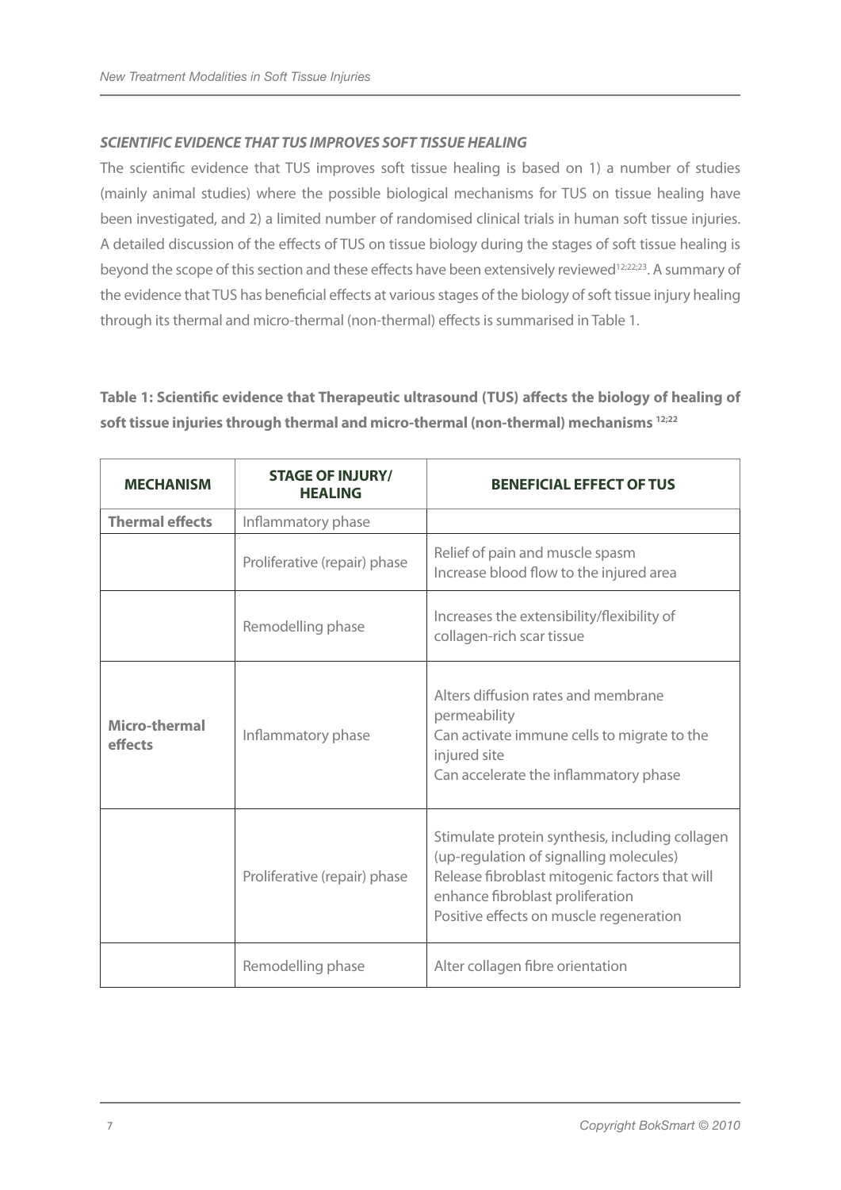### *SCIENTIFIC EVIDENCE THAT TUS IMPROVES SOFT TISSUE HEALING*

The scientific evidence that TUS improves soft tissue healing is based on 1) a number of studies (mainly animal studies) where the possible biological mechanisms for TUS on tissue healing have been investigated, and 2) a limited number of randomised clinical trials in human soft tissue injuries. A detailed discussion of the effects of TUS on tissue biology during the stages of soft tissue healing is beyond the scope of this section and these effects have been extensively reviewed[12;22;23]. A summary of the evidence that TUS has beneficial effects at various stages of the biology of soft tissue injury healing through its thermal and micro-thermal (non-thermal) effects is summarised in Table 1.

**Table 1: Scientific evidence that Therapeutic ultrasound (TUS) affects the biology of healing of soft tissue injuries through thermal and micro-thermal (non-thermal) mechanisms [12;22]**

| MECHANISM | STAGE OF INJURY/ HEALING | BENEFICIAL EFFECT OF TUS |
|---|---|---|
| **Thermal effects** | Inflammatory phase | |
| | Proliferative (repair) phase | Relief of pain and muscle spasm<br>Increase blood flow to the injured area |
| | Remodelling phase | Increases the extensibility/flexibility of collagen-rich scar tissue |
| **Micro-thermal effects** | Inflammatory phase | Alters diffusion rates and membrane permeability<br>Can activate immune cells to migrate to the injured site<br>Can accelerate the inflammatory phase |
| | Proliferative (repair) phase | Stimulate protein synthesis, including collagen (up-regulation of signalling molecules)<br>Release fibroblast mitogenic factors that will enhance fibroblast proliferation<br>Positive effects on muscle regeneration |
| | Remodelling phase | Alter collagen fibre orientation |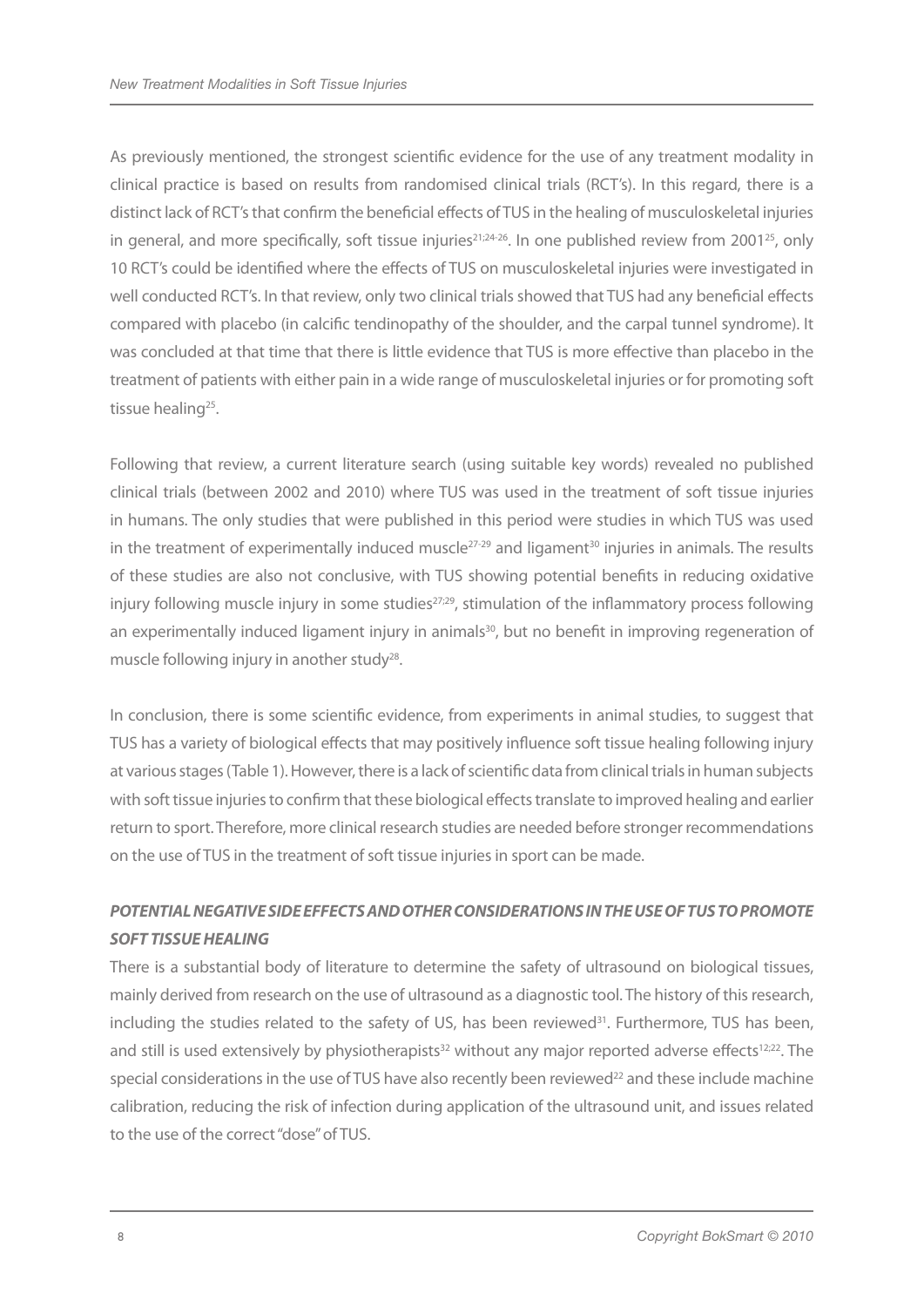As previously mentioned, the strongest scientific evidence for the use of any treatment modality in clinical practice is based on results from randomised clinical trials (RCT's). In this regard, there is a distinct lack of RCT's that confirm the beneficial effects of TUS in the healing of musculoskeletal injuries in general, and more specifically, soft tissue injuries[21;24-26]. In one published review from 2001[25], only 10 RCT's could be identified where the effects of TUS on musculoskeletal injuries were investigated in well conducted RCT's. In that review, only two clinical trials showed that TUS had any beneficial effects compared with placebo (in calcific tendinopathy of the shoulder, and the carpal tunnel syndrome). It was concluded at that time that there is little evidence that TUS is more effective than placebo in the treatment of patients with either pain in a wide range of musculoskeletal injuries or for promoting soft tissue healing[25].

Following that review, a current literature search (using suitable key words) revealed no published clinical trials (between 2002 and 2010) where TUS was used in the treatment of soft tissue injuries in humans. The only studies that were published in this period were studies in which TUS was used in the treatment of experimentally induced muscle[27-29] and ligament[30] injuries in animals. The results of these studies are also not conclusive, with TUS showing potential benefits in reducing oxidative injury following muscle injury in some studies[27;29], stimulation of the inflammatory process following an experimentally induced ligament injury in animals[30], but no benefit in improving regeneration of muscle following injury in another study[28].

In conclusion, there is some scientific evidence, from experiments in animal studies, to suggest that TUS has a variety of biological effects that may positively influence soft tissue healing following injury at various stages (Table 1). However, there is a lack of scientific data from clinical trials in human subjects with soft tissue injuries to confirm that these biological effects translate to improved healing and earlier return to sport. Therefore, more clinical research studies are needed before stronger recommendations on the use of TUS in the treatment of soft tissue injuries in sport can be made.

### ***POTENTIAL NEGATIVE SIDE EFFECTS AND OTHER CONSIDERATIONS IN THE USE OF TUS TO PROMOTE SOFT TISSUE HEALING***

There is a substantial body of literature to determine the safety of ultrasound on biological tissues, mainly derived from research on the use of ultrasound as a diagnostic tool. The history of this research, including the studies related to the safety of US, has been reviewed[31]. Furthermore, TUS has been, and still is used extensively by physiotherapists[32] without any major reported adverse effects[12;22]. The special considerations in the use of TUS have also recently been reviewed[22] and these include machine calibration, reducing the risk of infection during application of the ultrasound unit, and issues related to the use of the correct "dose" of TUS.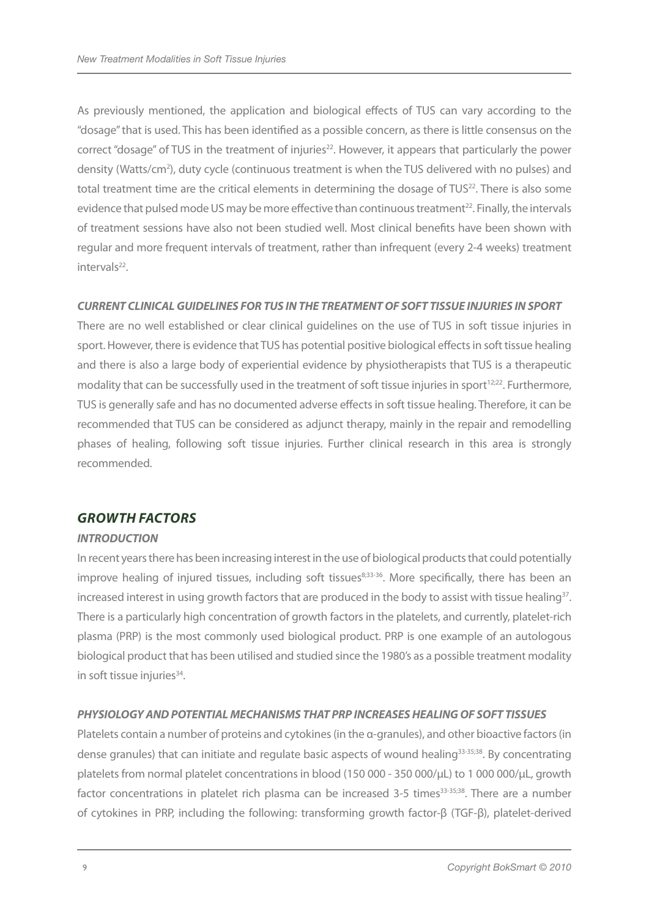As previously mentioned, the application and biological effects of TUS can vary according to the "dosage" that is used. This has been identified as a possible concern, as there is little consensus on the correct "dosage" of TUS in the treatment of injuries[22]. However, it appears that particularly the power density (Watts/cm$^2$), duty cycle (continuous treatment is when the TUS delivered with no pulses) and total treatment time are the critical elements in determining the dosage of TUS[22]. There is also some evidence that pulsed mode US may be more effective than continuous treatment[22]. Finally, the intervals of treatment sessions have also not been studied well. Most clinical benefits have been shown with regular and more frequent intervals of treatment, rather than infrequent (every 2-4 weeks) treatment intervals[22].

#### *CURRENT CLINICAL GUIDELINES FOR TUS IN THE TREATMENT OF SOFT TISSUE INJURIES IN SPORT*

There are no well established or clear clinical guidelines on the use of TUS in soft tissue injuries in sport. However, there is evidence that TUS has potential positive biological effects in soft tissue healing and there is also a large body of experiential evidence by physiotherapists that TUS is a therapeutic modality that can be successfully used in the treatment of soft tissue injuries in sport[12;22]. Furthermore, TUS is generally safe and has no documented adverse effects in soft tissue healing. Therefore, it can be recommended that TUS can be considered as adjunct therapy, mainly in the repair and remodelling phases of healing, following soft tissue injuries. Further clinical research in this area is strongly recommended.

## *GROWTH FACTORS*

#### *INTRODUCTION*

In recent years there has been increasing interest in the use of biological products that could potentially improve healing of injured tissues, including soft tissues[8;33-36]. More specifically, there has been an increased interest in using growth factors that are produced in the body to assist with tissue healing[37]. There is a particularly high concentration of growth factors in the platelets, and currently, platelet-rich plasma (PRP) is the most commonly used biological product. PRP is one example of an autologous biological product that has been utilised and studied since the 1980's as a possible treatment modality in soft tissue injuries[34].

#### *PHYSIOLOGY AND POTENTIAL MECHANISMS THAT PRP INCREASES HEALING OF SOFT TISSUES*

Platelets contain a number of proteins and cytokines (in the α-granules), and other bioactive factors (in dense granules) that can initiate and regulate basic aspects of wound healing[33-35;38]. By concentrating platelets from normal platelet concentrations in blood (150 000 - 350 000/µL) to 1 000 000/µL, growth factor concentrations in platelet rich plasma can be increased 3-5 times[33-35;38]. There are a number of cytokines in PRP, including the following: transforming growth factor-β (TGF-β), platelet-derived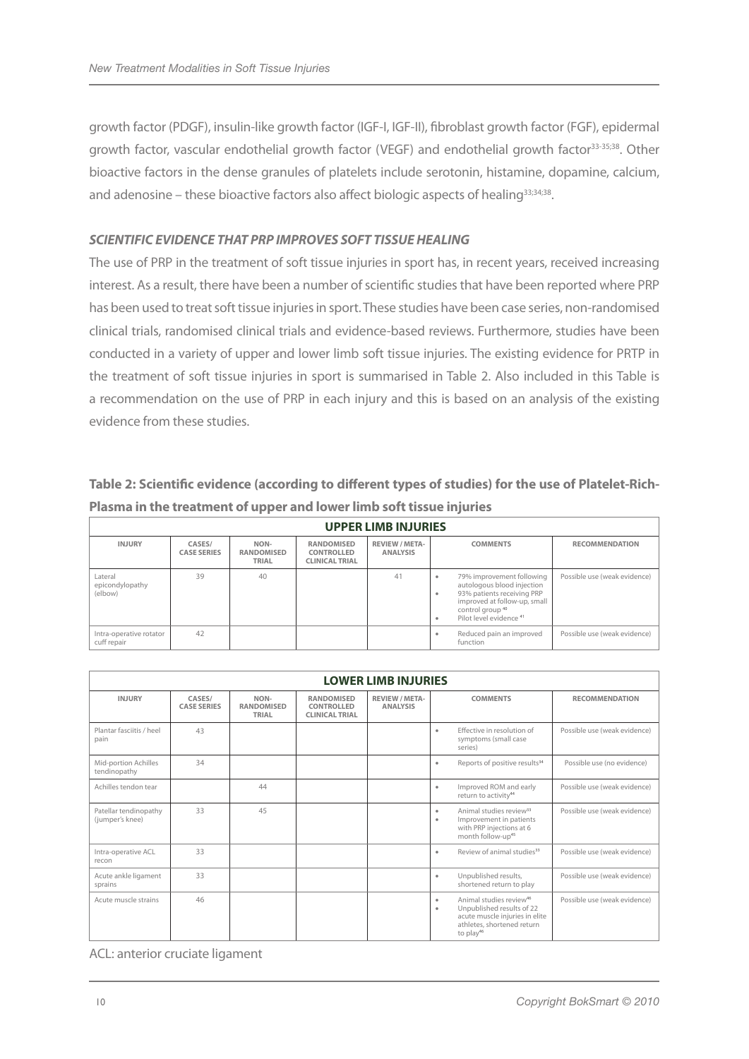growth factor (PDGF), insulin-like growth factor (IGF-I, IGF-II), fibroblast growth factor (FGF), epidermal growth factor, vascular endothelial growth factor (VEGF) and endothelial growth factor[33-35;38]. Other bioactive factors in the dense granules of platelets include serotonin, histamine, dopamine, calcium, and adenosine – these bioactive factors also affect biologic aspects of healing[33;34;38].

### *SCIENTIFIC EVIDENCE THAT PRP IMPROVES SOFT TISSUE HEALING*

The use of PRP in the treatment of soft tissue injuries in sport has, in recent years, received increasing interest. As a result, there have been a number of scientific studies that have been reported where PRP has been used to treat soft tissue injuries in sport. These studies have been case series, non-randomised clinical trials, randomised clinical trials and evidence-based reviews. Furthermore, studies have been conducted in a variety of upper and lower limb soft tissue injuries. The existing evidence for PRTP in the treatment of soft tissue injuries in sport is summarised in Table 2. Also included in this Table is a recommendation on the use of PRP in each injury and this is based on an analysis of the existing evidence from these studies.

**Table 2: Scientific evidence (according to different types of studies) for the use of Platelet-Rich-Plasma in the treatment of upper and lower limb soft tissue injuries**

| UPPER LIMB INJURIES | | | | | | |
|---|---|---|---|---|---|---|
| **INJURY** | **CASES/ CASE SERIES** | **NON-RANDOMISED TRIAL** | **RANDOMISED CONTROLLED CLINICAL TRIAL** | **REVIEW / META-ANALYSIS** | **COMMENTS** | **RECOMMENDATION** |
| Lateral epicondylopathy (elbow) | 39 | 40 | | 41 | • 79% improvement following autologous blood injection<br>• 93% patients receiving PRP improved at follow-up, small control group [40]<br>• Pilot level evidence [41] | Possible use (weak evidence) |
| Intra-operative rotator cuff repair | 42 | | | | • Reduced pain an improved function | Possible use (weak evidence) |

| LOWER LIMB INJURIES | | | | | | |
|---|---|---|---|---|---|---|
| **INJURY** | **CASES/ CASE SERIES** | **NON-RANDOMISED TRIAL** | **RANDOMISED CONTROLLED CLINICAL TRIAL** | **REVIEW / META-ANALYSIS** | **COMMENTS** | **RECOMMENDATION** |
| Plantar fasciitis / heel pain | 43 | | | | • Effective in resolution of symptoms (small case series) | Possible use (weak evidence) |
| Mid-portion Achilles tendinopathy | 34 | | | | • Reports of positive results[34] | Possible use (no evidence) |
| Achilles tendon tear | | 44 | | | • Improved ROM and early return to activity[44] | Possible use (weak evidence) |
| Patellar tendinopathy (jumper's knee) | 33 | 45 | | | • Animal studies review[33]<br>• Improvement in patients with PRP injections at 6 month follow-up[45] | Possible use (weak evidence) |
| Intra-operative ACL recon | 33 | | | | • Review of animal studies[33] | Possible use (weak evidence) |
| Acute ankle ligament sprains | 33 | | | | • Unpublished results, shortened return to play | Possible use (weak evidence) |
| Acute muscle strains | 46 | | | | • Animal studies review[46]<br>• Unpublished results of 22 acute muscle injuries in elite athletes, shortened return to play[46] | Possible use (weak evidence) |

ACL: anterior cruciate ligament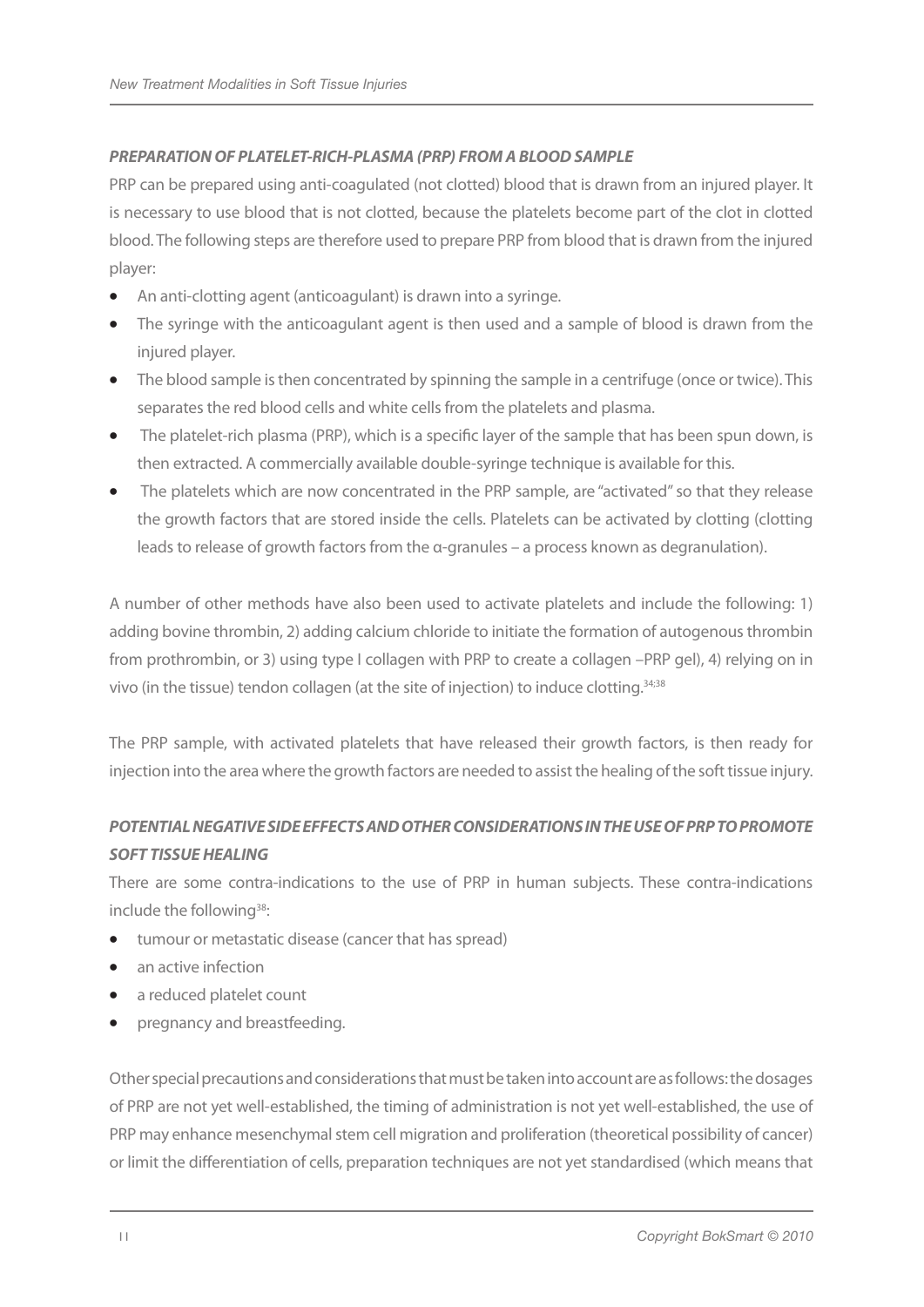### *PREPARATION OF PLATELET-RICH-PLASMA (PRP) FROM A BLOOD SAMPLE*

PRP can be prepared using anti-coagulated (not clotted) blood that is drawn from an injured player. It is necessary to use blood that is not clotted, because the platelets become part of the clot in clotted blood. The following steps are therefore used to prepare PRP from blood that is drawn from the injured player:

- An anti-clotting agent (anticoagulant) is drawn into a syringe.
- The syringe with the anticoagulant agent is then used and a sample of blood is drawn from the injured player.
- The blood sample is then concentrated by spinning the sample in a centrifuge (once or twice). This separates the red blood cells and white cells from the platelets and plasma.
- The platelet-rich plasma (PRP), which is a specific layer of the sample that has been spun down, is then extracted. A commercially available double-syringe technique is available for this.
- The platelets which are now concentrated in the PRP sample, are "activated" so that they release the growth factors that are stored inside the cells. Platelets can be activated by clotting (clotting leads to release of growth factors from the α-granules – a process known as degranulation).

A number of other methods have also been used to activate platelets and include the following: 1) adding bovine thrombin, 2) adding calcium chloride to initiate the formation of autogenous thrombin from prothrombin, or 3) using type I collagen with PRP to create a collagen –PRP gel), 4) relying on in vivo (in the tissue) tendon collagen (at the site of injection) to induce clotting.[34;38]

The PRP sample, with activated platelets that have released their growth factors, is then ready for injection into the area where the growth factors are needed to assist the healing of the soft tissue injury.

### *POTENTIAL NEGATIVE SIDE EFFECTS AND OTHER CONSIDERATIONS IN THE USE OF PRP TO PROMOTE SOFT TISSUE HEALING*

There are some contra-indications to the use of PRP in human subjects. These contra-indications include the following[38]:

- tumour or metastatic disease (cancer that has spread)
- an active infection
- a reduced platelet count
- pregnancy and breastfeeding.

Other special precautions and considerations that must be taken into account are as follows: the dosages of PRP are not yet well-established, the timing of administration is not yet well-established, the use of PRP may enhance mesenchymal stem cell migration and proliferation (theoretical possibility of cancer) or limit the differentiation of cells, preparation techniques are not yet standardised (which means that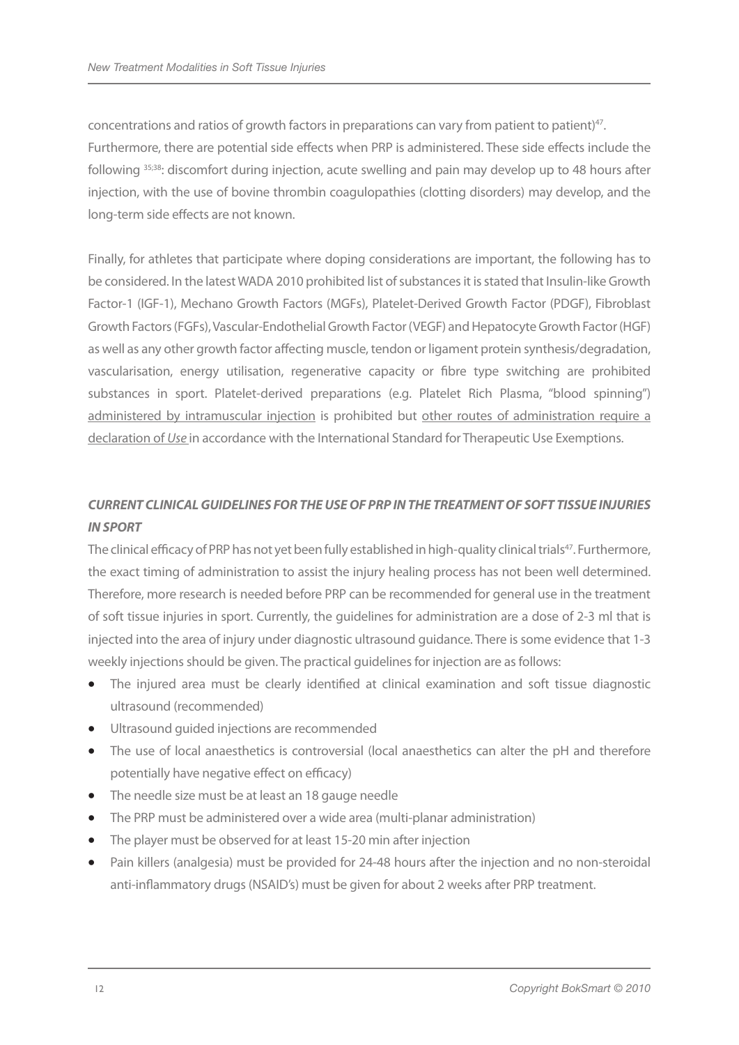concentrations and ratios of growth factors in preparations can vary from patient to patient)[47]. Furthermore, there are potential side effects when PRP is administered. These side effects include the following [35;38]: discomfort during injection, acute swelling and pain may develop up to 48 hours after injection, with the use of bovine thrombin coagulopathies (clotting disorders) may develop, and the long-term side effects are not known.

Finally, for athletes that participate where doping considerations are important, the following has to be considered. In the latest WADA 2010 prohibited list of substances it is stated that Insulin-like Growth Factor-1 (IGF-1), Mechano Growth Factors (MGFs), Platelet-Derived Growth Factor (PDGF), Fibroblast Growth Factors (FGFs), Vascular-Endothelial Growth Factor (VEGF) and Hepatocyte Growth Factor (HGF) as well as any other growth factor affecting muscle, tendon or ligament protein synthesis/degradation, vascularisation, energy utilisation, regenerative capacity or fibre type switching are prohibited substances in sport. Platelet-derived preparations (e.g. Platelet Rich Plasma, "blood spinning") administered by intramuscular injection is prohibited but other routes of administration require a declaration of *Use* in accordance with the International Standard for Therapeutic Use Exemptions.

### *CURRENT CLINICAL GUIDELINES FOR THE USE OF PRP IN THE TREATMENT OF SOFT TISSUE INJURIES IN SPORT*

The clinical efficacy of PRP has not yet been fully established in high-quality clinical trials[47]. Furthermore, the exact timing of administration to assist the injury healing process has not been well determined. Therefore, more research is needed before PRP can be recommended for general use in the treatment of soft tissue injuries in sport. Currently, the guidelines for administration are a dose of 2-3 ml that is injected into the area of injury under diagnostic ultrasound guidance. There is some evidence that 1-3 weekly injections should be given. The practical guidelines for injection are as follows:

- The injured area must be clearly identified at clinical examination and soft tissue diagnostic ultrasound (recommended)
- Ultrasound guided injections are recommended
- The use of local anaesthetics is controversial (local anaesthetics can alter the pH and therefore potentially have negative effect on efficacy)
- The needle size must be at least an 18 gauge needle
- The PRP must be administered over a wide area (multi-planar administration)
- The player must be observed for at least 15-20 min after injection
- Pain killers (analgesia) must be provided for 24-48 hours after the injection and no non-steroidal anti-inflammatory drugs (NSAID's) must be given for about 2 weeks after PRP treatment.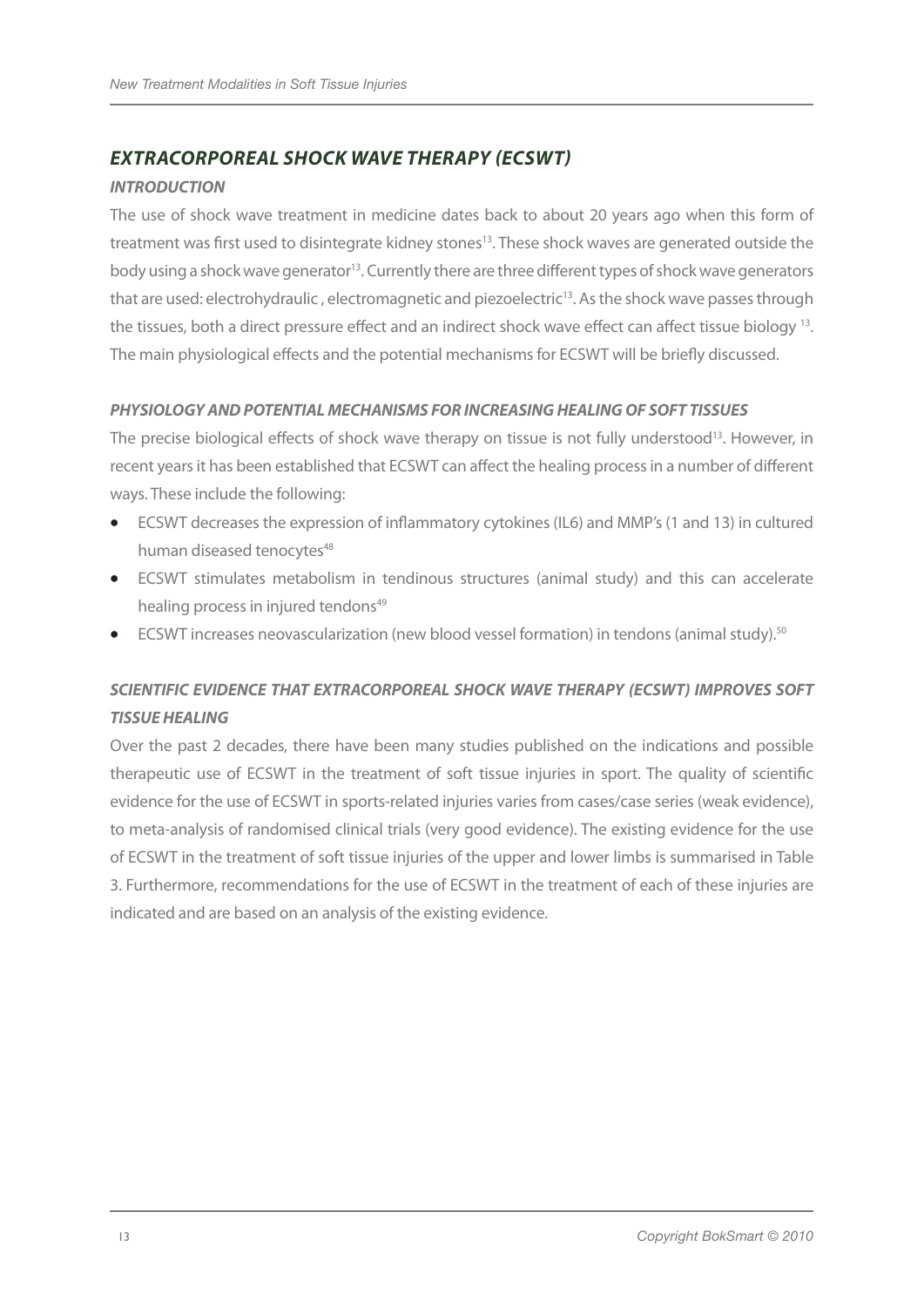## *EXTRACORPOREAL SHOCK WAVE THERAPY (ECSWT)*

### *INTRODUCTION*

The use of shock wave treatment in medicine dates back to about 20 years ago when this form of treatment was first used to disintegrate kidney stones[13]. These shock waves are generated outside the body using a shock wave generator[13]. Currently there are three different types of shock wave generators that are used: electrohydraulic , electromagnetic and piezoelectric[13]. As the shock wave passes through the tissues, both a direct pressure effect and an indirect shock wave effect can affect tissue biology [13]. The main physiological effects and the potential mechanisms for ECSWT will be briefly discussed.

### *PHYSIOLOGY AND POTENTIAL MECHANISMS FOR INCREASING HEALING OF SOFT TISSUES*

The precise biological effects of shock wave therapy on tissue is not fully understood[13]. However, in recent years it has been established that ECSWT can affect the healing process in a number of different ways. These include the following:

- ECSWT decreases the expression of inflammatory cytokines (IL6) and MMP's (1 and 13) in cultured human diseased tenocytes[48]
- ECSWT stimulates metabolism in tendinous structures (animal study) and this can accelerate healing process in injured tendons[49]
- ECSWT increases neovascularization (new blood vessel formation) in tendons (animal study).[50]

### *SCIENTIFIC EVIDENCE THAT EXTRACORPOREAL SHOCK WAVE THERAPY (ECSWT) IMPROVES SOFT TISSUE HEALING*

Over the past 2 decades, there have been many studies published on the indications and possible therapeutic use of ECSWT in the treatment of soft tissue injuries in sport. The quality of scientific evidence for the use of ECSWT in sports-related injuries varies from cases/case series (weak evidence), to meta-analysis of randomised clinical trials (very good evidence). The existing evidence for the use of ECSWT in the treatment of soft tissue injuries of the upper and lower limbs is summarised in Table 3. Furthermore, recommendations for the use of ECSWT in the treatment of each of these injuries are indicated and are based on an analysis of the existing evidence.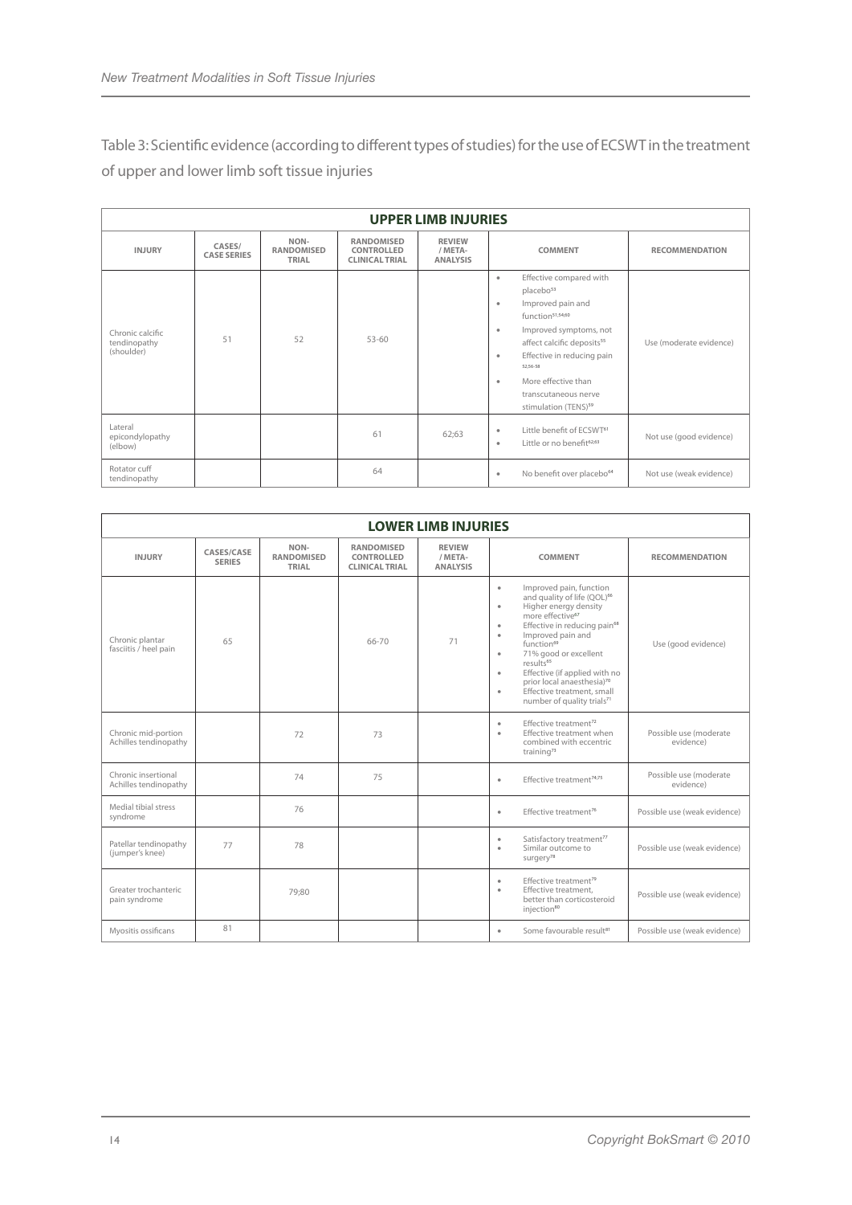Table 3: Scientific evidence (according to different types of studies) for the use of ECSWT in the treatment of upper and lower limb soft tissue injuries

| UPPER LIMB INJURIES | | | | | | |
|---|---|---|---|---|---|---|
| INJURY | CASES/ CASE SERIES | NON-RANDOMISED TRIAL | RANDOMISED CONTROLLED CLINICAL TRIAL | REVIEW / META-ANALYSIS | COMMENT | RECOMMENDATION |
| Chronic calcific tendinopathy (shoulder) | 51 | 52 | 53-60 | | • Effective compared with placebo[53]<br>• Improved pain and function[51,54,60]<br>• Improved symptoms, not affect calcific deposits[55]<br>• Effective in reducing pain [52,56-58]<br>• More effective than transcutaneous nerve stimulation (TENS)[59] | Use (moderate evidence) |
| Lateral epicondylopathy (elbow) | | | 61 | 62;63 | • Little benefit of ECSWT[61]<br>• Little or no benefit[62;63] | Not use (good evidence) |
| Rotator cuff tendinopathy | | | 64 | | • No benefit over placebo[64] | Not use (weak evidence) |

| LOWER LIMB INJURIES | | | | | | |
|---|---|---|---|---|---|---|
| INJURY | CASES/CASE SERIES | NON-RANDOMISED TRIAL | RANDOMISED CONTROLLED CLINICAL TRIAL | REVIEW / META-ANALYSIS | COMMENT | RECOMMENDATION |
| Chronic plantar fasciitis / heel pain | 65 | | 66-70 | 71 | • Improved pain, function and quality of life (QOL)[66]<br>• Higher energy density more effective[67]<br>• Effective in reducing pain[68]<br>• Improved pain and function[69]<br>• 71% good or excellent results[65]<br>• Effective (if applied with no prior local anaesthesia)[70]<br>• Effective treatment, small number of quality trials[71] | Use (good evidence) |
| Chronic mid-portion Achilles tendinopathy | | 72 | 73 | | • Effective treatment[72]<br>• Effective treatment when combined with eccentric training[73] | Possible use (moderate evidence) |
| Chronic insertional Achilles tendinopathy | | 74 | 75 | | • Effective treatment[74;75] | Possible use (moderate evidence) |
| Medial tibial stress syndrome | | 76 | | | • Effective treatment[76] | Possible use (weak evidence) |
| Patellar tendinopathy (jumper's knee) | 77 | 78 | | | • Satisfactory treatment[77]<br>• Similar outcome to surgery[78] | Possible use (weak evidence) |
| Greater trochanteric pain syndrome | | 79;80 | | | • Effective treatment[79]<br>• Effective treatment, better than corticosteroid injection[80] | Possible use (weak evidence) |
| Myositis ossificans | 81 | | | | • Some favourable result[81] | Possible use (weak evidence) |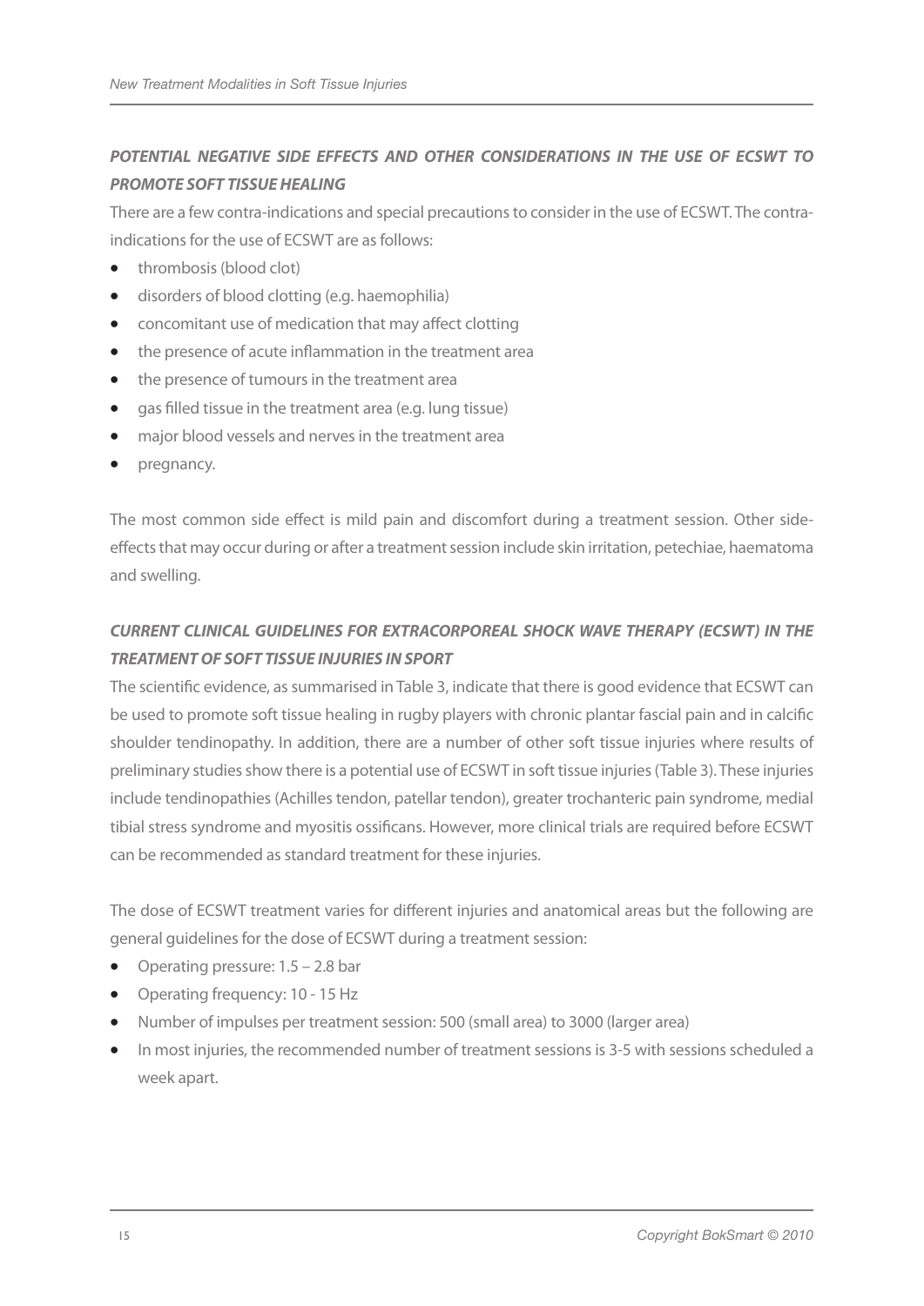### *POTENTIAL NEGATIVE SIDE EFFECTS AND OTHER CONSIDERATIONS IN THE USE OF ECSWT TO PROMOTE SOFT TISSUE HEALING*

There are a few contra-indications and special precautions to consider in the use of ECSWT. The contra-indications for the use of ECSWT are as follows:

- thrombosis (blood clot)
- disorders of blood clotting (e.g. haemophilia)
- concomitant use of medication that may affect clotting
- the presence of acute inflammation in the treatment area
- the presence of tumours in the treatment area
- gas filled tissue in the treatment area (e.g. lung tissue)
- major blood vessels and nerves in the treatment area
- pregnancy.

The most common side effect is mild pain and discomfort during a treatment session. Other side-effects that may occur during or after a treatment session include skin irritation, petechiae, haematoma and swelling.

### *CURRENT CLINICAL GUIDELINES FOR EXTRACORPOREAL SHOCK WAVE THERAPY (ECSWT) IN THE TREATMENT OF SOFT TISSUE INJURIES IN SPORT*

The scientific evidence, as summarised in Table 3, indicate that there is good evidence that ECSWT can be used to promote soft tissue healing in rugby players with chronic plantar fascial pain and in calcific shoulder tendinopathy. In addition, there are a number of other soft tissue injuries where results of preliminary studies show there is a potential use of ECSWT in soft tissue injuries (Table 3). These injuries include tendinopathies (Achilles tendon, patellar tendon), greater trochanteric pain syndrome, medial tibial stress syndrome and myositis ossificans. However, more clinical trials are required before ECSWT can be recommended as standard treatment for these injuries.

The dose of ECSWT treatment varies for different injuries and anatomical areas but the following are general guidelines for the dose of ECSWT during a treatment session:

- Operating pressure: 1.5 – 2.8 bar
- Operating frequency: 10 - 15 Hz
- Number of impulses per treatment session: 500 (small area) to 3000 (larger area)
- In most injuries, the recommended number of treatment sessions is 3-5 with sessions scheduled a week apart.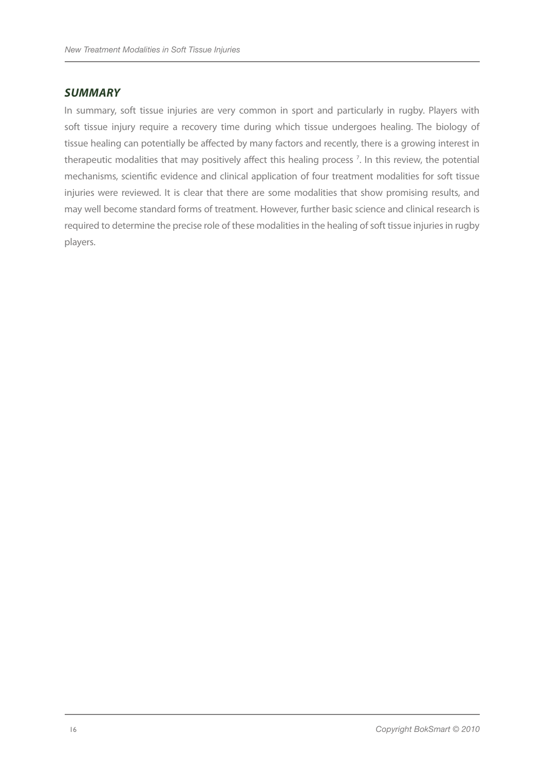## *SUMMARY*

In summary, soft tissue injuries are very common in sport and particularly in rugby. Players with soft tissue injury require a recovery time during which tissue undergoes healing. The biology of tissue healing can potentially be affected by many factors and recently, there is a growing interest in therapeutic modalities that may positively affect this healing process [7]. In this review, the potential mechanisms, scientific evidence and clinical application of four treatment modalities for soft tissue injuries were reviewed. It is clear that there are some modalities that show promising results, and may well become standard forms of treatment. However, further basic science and clinical research is required to determine the precise role of these modalities in the healing of soft tissue injuries in rugby players.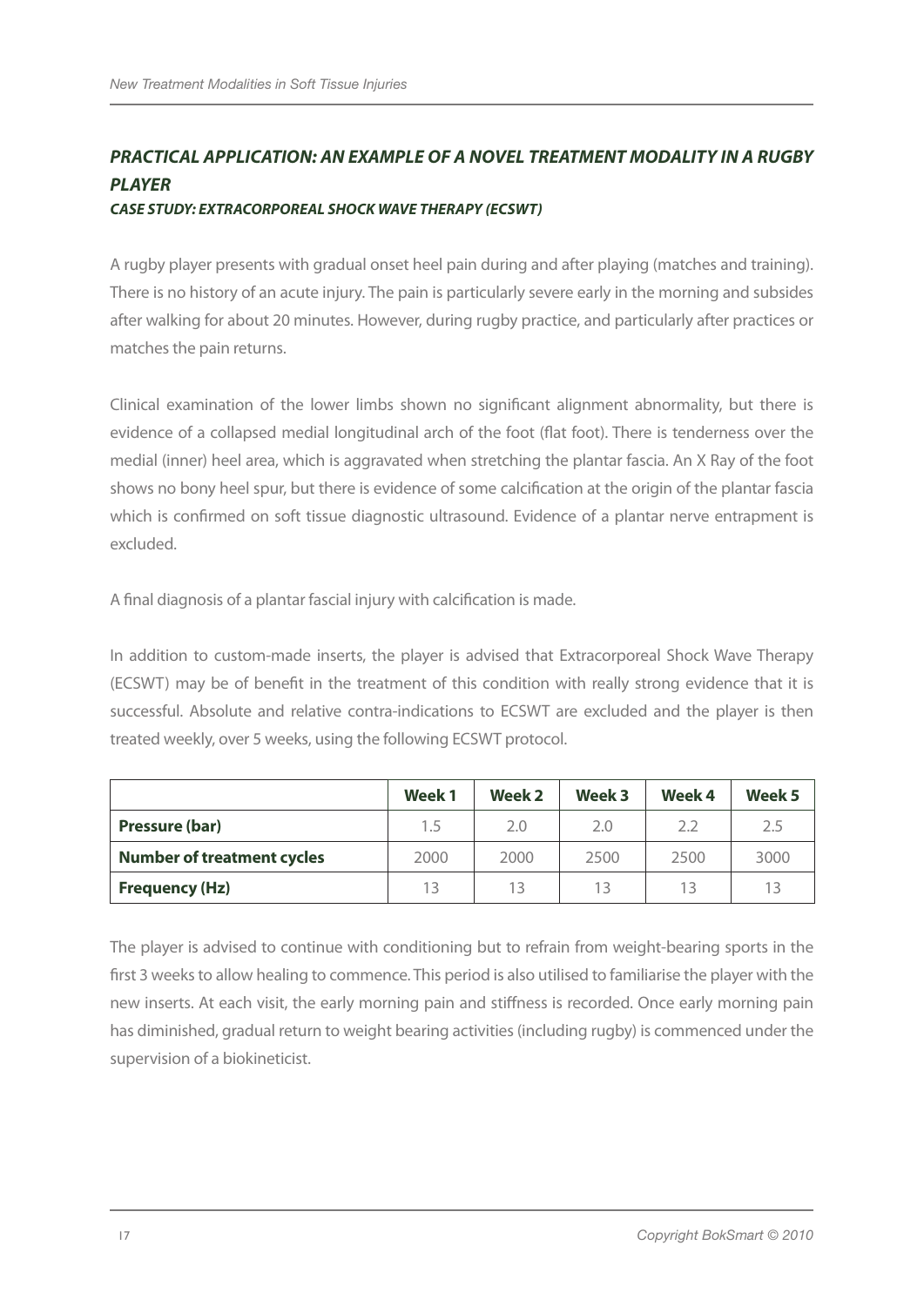## *PRACTICAL APPLICATION: AN EXAMPLE OF A NOVEL TREATMENT MODALITY IN A RUGBY PLAYER*

### *CASE STUDY: EXTRACORPOREAL SHOCK WAVE THERAPY (ECSWT)*

A rugby player presents with gradual onset heel pain during and after playing (matches and training). There is no history of an acute injury. The pain is particularly severe early in the morning and subsides after walking for about 20 minutes. However, during rugby practice, and particularly after practices or matches the pain returns.

Clinical examination of the lower limbs shown no significant alignment abnormality, but there is evidence of a collapsed medial longitudinal arch of the foot (flat foot). There is tenderness over the medial (inner) heel area, which is aggravated when stretching the plantar fascia. An X Ray of the foot shows no bony heel spur, but there is evidence of some calcification at the origin of the plantar fascia which is confirmed on soft tissue diagnostic ultrasound. Evidence of a plantar nerve entrapment is excluded.

A final diagnosis of a plantar fascial injury with calcification is made.

In addition to custom-made inserts, the player is advised that Extracorporeal Shock Wave Therapy (ECSWT) may be of benefit in the treatment of this condition with really strong evidence that it is successful. Absolute and relative contra-indications to ECSWT are excluded and the player is then treated weekly, over 5 weeks, using the following ECSWT protocol.

| | **Week 1** | **Week 2** | **Week 3** | **Week 4** | **Week 5** |
|---|---|---|---|---|---|
| **Pressure (bar)** | 1.5 | 2.0 | 2.0 | 2.2 | 2.5 |
| **Number of treatment cycles** | 2000 | 2000 | 2500 | 2500 | 3000 |
| **Frequency (Hz)** | 13 | 13 | 13 | 13 | 13 |

The player is advised to continue with conditioning but to refrain from weight-bearing sports in the first 3 weeks to allow healing to commence. This period is also utilised to familiarise the player with the new inserts. At each visit, the early morning pain and stiffness is recorded. Once early morning pain has diminished, gradual return to weight bearing activities (including rugby) is commenced under the supervision of a biokineticist.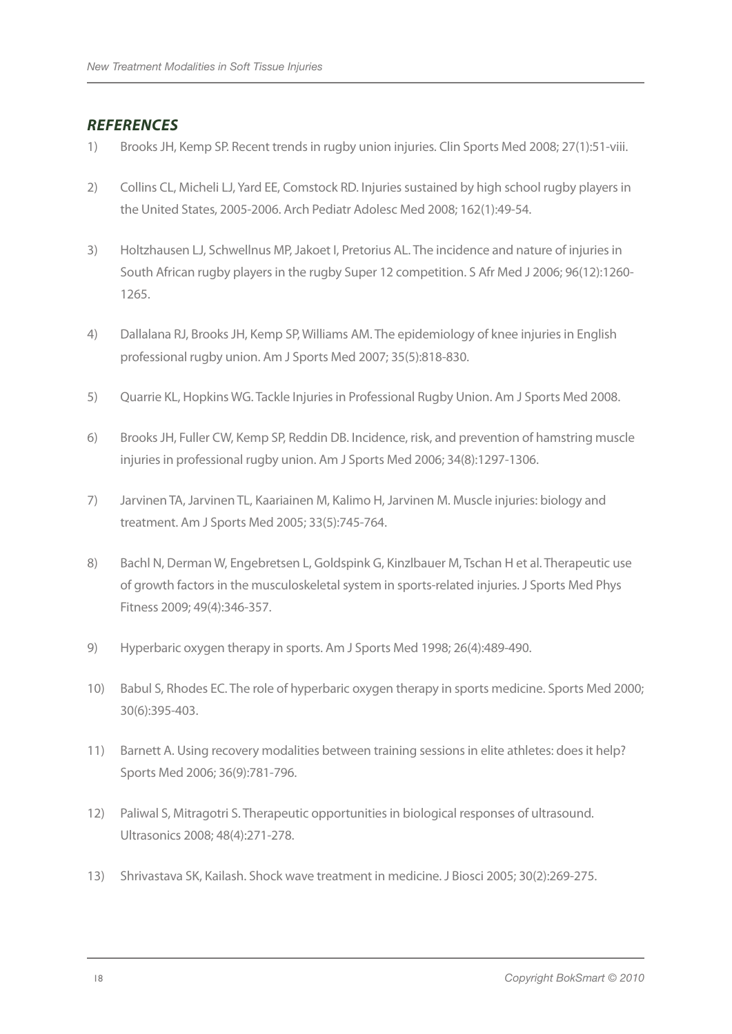## *REFERENCES*

1) Brooks JH, Kemp SP. Recent trends in rugby union injuries. Clin Sports Med 2008; 27(1):51-viii.

2) Collins CL, Micheli LJ, Yard EE, Comstock RD. Injuries sustained by high school rugby players in the United States, 2005-2006. Arch Pediatr Adolesc Med 2008; 162(1):49-54.

3) Holtzhausen LJ, Schwellnus MP, Jakoet I, Pretorius AL. The incidence and nature of injuries in South African rugby players in the rugby Super 12 competition. S Afr Med J 2006; 96(12):1260-1265.

4) Dallalana RJ, Brooks JH, Kemp SP, Williams AM. The epidemiology of knee injuries in English professional rugby union. Am J Sports Med 2007; 35(5):818-830.

5) Quarrie KL, Hopkins WG. Tackle Injuries in Professional Rugby Union. Am J Sports Med 2008.

6) Brooks JH, Fuller CW, Kemp SP, Reddin DB. Incidence, risk, and prevention of hamstring muscle injuries in professional rugby union. Am J Sports Med 2006; 34(8):1297-1306.

7) Jarvinen TA, Jarvinen TL, Kaariainen M, Kalimo H, Jarvinen M. Muscle injuries: biology and treatment. Am J Sports Med 2005; 33(5):745-764.

8) Bachl N, Derman W, Engebretsen L, Goldspink G, Kinzlbauer M, Tschan H et al. Therapeutic use of growth factors in the musculoskeletal system in sports-related injuries. J Sports Med Phys Fitness 2009; 49(4):346-357.

9) Hyperbaric oxygen therapy in sports. Am J Sports Med 1998; 26(4):489-490.

10) Babul S, Rhodes EC. The role of hyperbaric oxygen therapy in sports medicine. Sports Med 2000; 30(6):395-403.

11) Barnett A. Using recovery modalities between training sessions in elite athletes: does it help? Sports Med 2006; 36(9):781-796.

12) Paliwal S, Mitragotri S. Therapeutic opportunities in biological responses of ultrasound. Ultrasonics 2008; 48(4):271-278.

13) Shrivastava SK, Kailash. Shock wave treatment in medicine. J Biosci 2005; 30(2):269-275.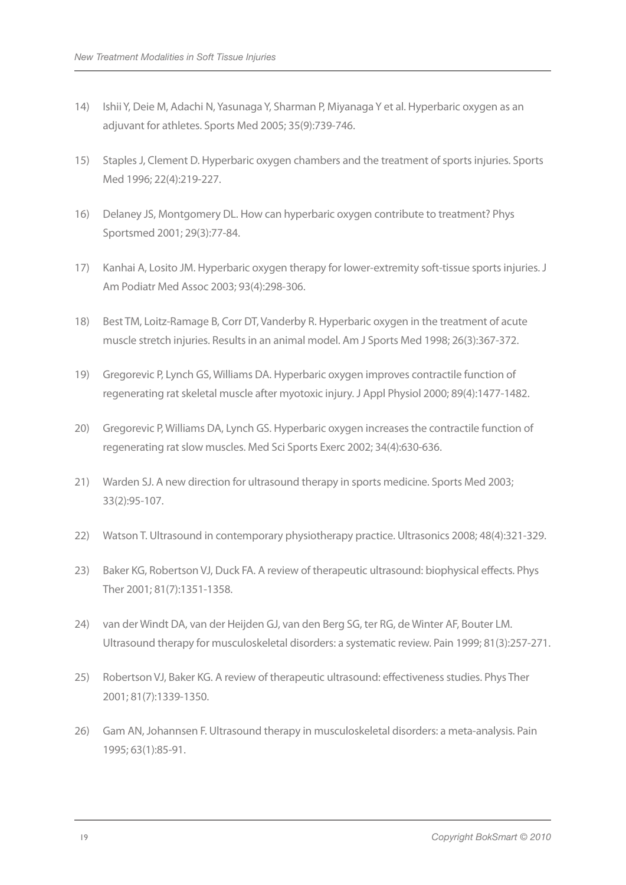14) Ishii Y, Deie M, Adachi N, Yasunaga Y, Sharman P, Miyanaga Y et al. Hyperbaric oxygen as an adjuvant for athletes. Sports Med 2005; 35(9):739-746.

15) Staples J, Clement D. Hyperbaric oxygen chambers and the treatment of sports injuries. Sports Med 1996; 22(4):219-227.

16) Delaney JS, Montgomery DL. How can hyperbaric oxygen contribute to treatment? Phys Sportsmed 2001; 29(3):77-84.

17) Kanhai A, Losito JM. Hyperbaric oxygen therapy for lower-extremity soft-tissue sports injuries. J Am Podiatr Med Assoc 2003; 93(4):298-306.

18) Best TM, Loitz-Ramage B, Corr DT, Vanderby R. Hyperbaric oxygen in the treatment of acute muscle stretch injuries. Results in an animal model. Am J Sports Med 1998; 26(3):367-372.

19) Gregorevic P, Lynch GS, Williams DA. Hyperbaric oxygen improves contractile function of regenerating rat skeletal muscle after myotoxic injury. J Appl Physiol 2000; 89(4):1477-1482.

20) Gregorevic P, Williams DA, Lynch GS. Hyperbaric oxygen increases the contractile function of regenerating rat slow muscles. Med Sci Sports Exerc 2002; 34(4):630-636.

21) Warden SJ. A new direction for ultrasound therapy in sports medicine. Sports Med 2003; 33(2):95-107.

22) Watson T. Ultrasound in contemporary physiotherapy practice. Ultrasonics 2008; 48(4):321-329.

23) Baker KG, Robertson VJ, Duck FA. A review of therapeutic ultrasound: biophysical effects. Phys Ther 2001; 81(7):1351-1358.

24) van der Windt DA, van der Heijden GJ, van den Berg SG, ter RG, de Winter AF, Bouter LM. Ultrasound therapy for musculoskeletal disorders: a systematic review. Pain 1999; 81(3):257-271.

25) Robertson VJ, Baker KG. A review of therapeutic ultrasound: effectiveness studies. Phys Ther 2001; 81(7):1339-1350.

26) Gam AN, Johannsen F. Ultrasound therapy in musculoskeletal disorders: a meta-analysis. Pain 1995; 63(1):85-91.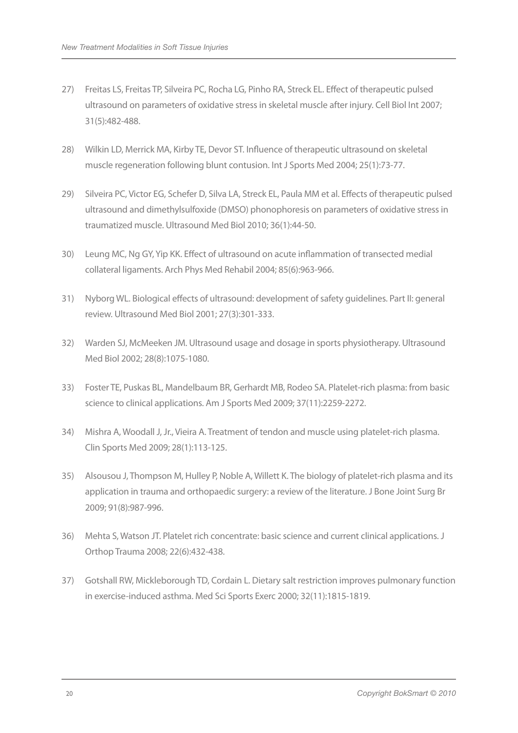27) Freitas LS, Freitas TP, Silveira PC, Rocha LG, Pinho RA, Streck EL. Effect of therapeutic pulsed ultrasound on parameters of oxidative stress in skeletal muscle after injury. Cell Biol Int 2007; 31(5):482-488.

28) Wilkin LD, Merrick MA, Kirby TE, Devor ST. Influence of therapeutic ultrasound on skeletal muscle regeneration following blunt contusion. Int J Sports Med 2004; 25(1):73-77.

29) Silveira PC, Victor EG, Schefer D, Silva LA, Streck EL, Paula MM et al. Effects of therapeutic pulsed ultrasound and dimethylsulfoxide (DMSO) phonophoresis on parameters of oxidative stress in traumatized muscle. Ultrasound Med Biol 2010; 36(1):44-50.

30) Leung MC, Ng GY, Yip KK. Effect of ultrasound on acute inflammation of transected medial collateral ligaments. Arch Phys Med Rehabil 2004; 85(6):963-966.

31) Nyborg WL. Biological effects of ultrasound: development of safety guidelines. Part II: general review. Ultrasound Med Biol 2001; 27(3):301-333.

32) Warden SJ, McMeeken JM. Ultrasound usage and dosage in sports physiotherapy. Ultrasound Med Biol 2002; 28(8):1075-1080.

33) Foster TE, Puskas BL, Mandelbaum BR, Gerhardt MB, Rodeo SA. Platelet-rich plasma: from basic science to clinical applications. Am J Sports Med 2009; 37(11):2259-2272.

34) Mishra A, Woodall J, Jr., Vieira A. Treatment of tendon and muscle using platelet-rich plasma. Clin Sports Med 2009; 28(1):113-125.

35) Alsousou J, Thompson M, Hulley P, Noble A, Willett K. The biology of platelet-rich plasma and its application in trauma and orthopaedic surgery: a review of the literature. J Bone Joint Surg Br 2009; 91(8):987-996.

36) Mehta S, Watson JT. Platelet rich concentrate: basic science and current clinical applications. J Orthop Trauma 2008; 22(6):432-438.

37) Gotshall RW, Mickleborough TD, Cordain L. Dietary salt restriction improves pulmonary function in exercise-induced asthma. Med Sci Sports Exerc 2000; 32(11):1815-1819.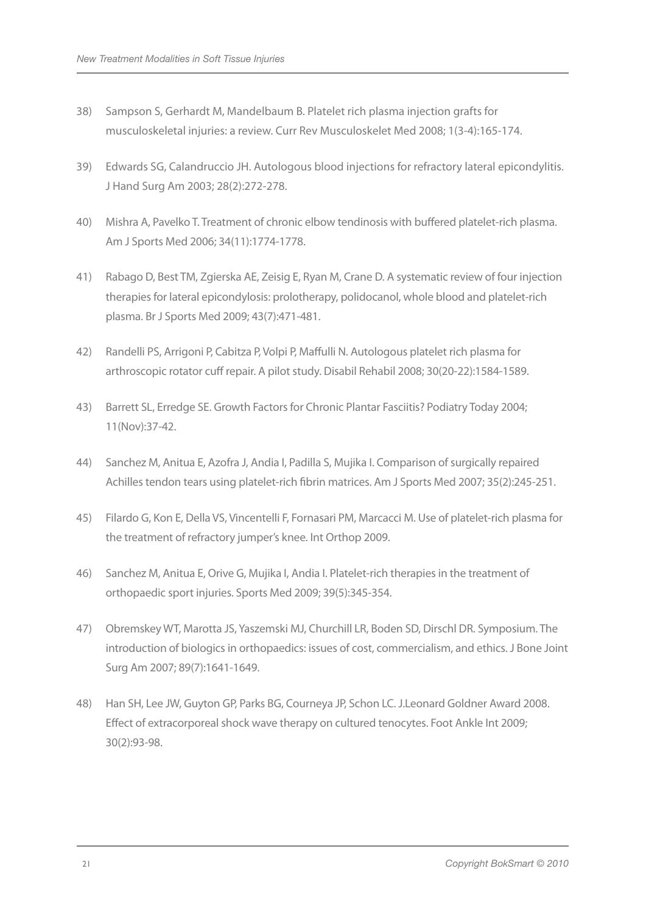38) Sampson S, Gerhardt M, Mandelbaum B. Platelet rich plasma injection grafts for musculoskeletal injuries: a review. Curr Rev Musculoskelet Med 2008; 1(3-4):165-174.

39) Edwards SG, Calandruccio JH. Autologous blood injections for refractory lateral epicondylitis. J Hand Surg Am 2003; 28(2):272-278.

40) Mishra A, Pavelko T. Treatment of chronic elbow tendinosis with buffered platelet-rich plasma. Am J Sports Med 2006; 34(11):1774-1778.

41) Rabago D, Best TM, Zgierska AE, Zeisig E, Ryan M, Crane D. A systematic review of four injection therapies for lateral epicondylosis: prolotherapy, polidocanol, whole blood and platelet-rich plasma. Br J Sports Med 2009; 43(7):471-481.

42) Randelli PS, Arrigoni P, Cabitza P, Volpi P, Maffulli N. Autologous platelet rich plasma for arthroscopic rotator cuff repair. A pilot study. Disabil Rehabil 2008; 30(20-22):1584-1589.

43) Barrett SL, Erredge SE. Growth Factors for Chronic Plantar Fasciitis? Podiatry Today 2004; 11(Nov):37-42.

44) Sanchez M, Anitua E, Azofra J, Andia I, Padilla S, Mujika I. Comparison of surgically repaired Achilles tendon tears using platelet-rich fibrin matrices. Am J Sports Med 2007; 35(2):245-251.

45) Filardo G, Kon E, Della VS, Vincentelli F, Fornasari PM, Marcacci M. Use of platelet-rich plasma for the treatment of refractory jumper's knee. Int Orthop 2009.

46) Sanchez M, Anitua E, Orive G, Mujika I, Andia I. Platelet-rich therapies in the treatment of orthopaedic sport injuries. Sports Med 2009; 39(5):345-354.

47) Obremskey WT, Marotta JS, Yaszemski MJ, Churchill LR, Boden SD, Dirschl DR. Symposium. The introduction of biologics in orthopaedics: issues of cost, commercialism, and ethics. J Bone Joint Surg Am 2007; 89(7):1641-1649.

48) Han SH, Lee JW, Guyton GP, Parks BG, Courneya JP, Schon LC. J.Leonard Goldner Award 2008. Effect of extracorporeal shock wave therapy on cultured tenocytes. Foot Ankle Int 2009; 30(2):93-98.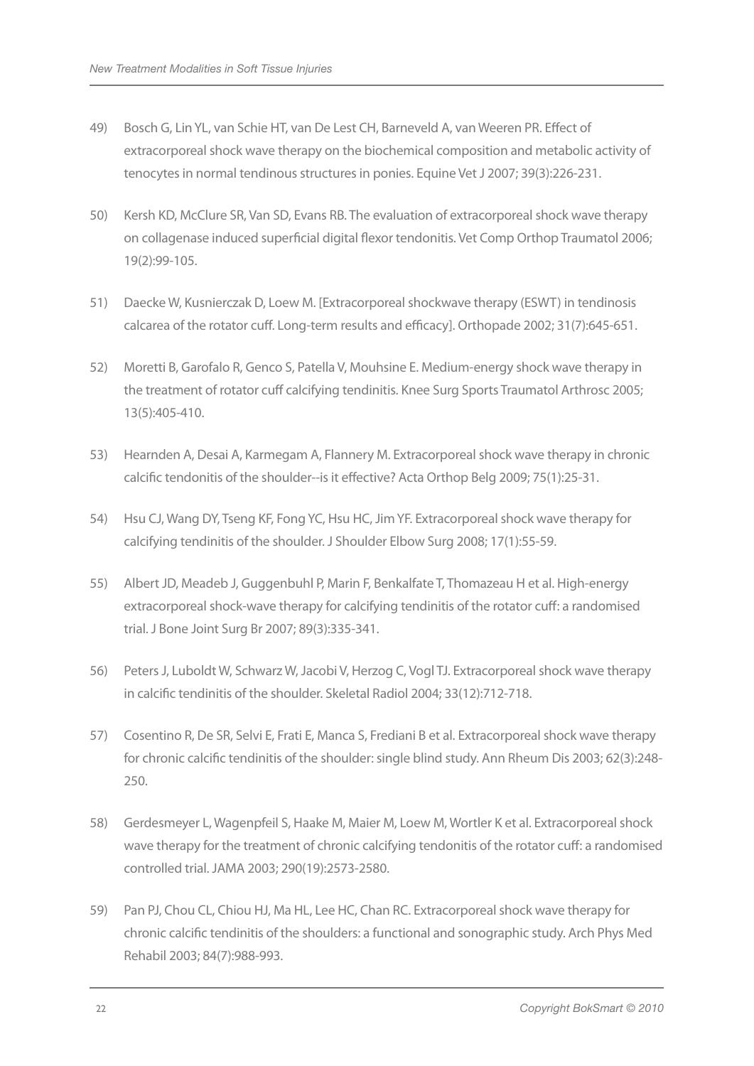49) Bosch G, Lin YL, van Schie HT, van De Lest CH, Barneveld A, van Weeren PR. Effect of extracorporeal shock wave therapy on the biochemical composition and metabolic activity of tenocytes in normal tendinous structures in ponies. Equine Vet J 2007; 39(3):226-231.

50) Kersh KD, McClure SR, Van SD, Evans RB. The evaluation of extracorporeal shock wave therapy on collagenase induced superficial digital flexor tendonitis. Vet Comp Orthop Traumatol 2006; 19(2):99-105.

51) Daecke W, Kusnierczak D, Loew M. [Extracorporeal shockwave therapy (ESWT) in tendinosis calcarea of the rotator cuff. Long-term results and efficacy]. Orthopade 2002; 31(7):645-651.

52) Moretti B, Garofalo R, Genco S, Patella V, Mouhsine E. Medium-energy shock wave therapy in the treatment of rotator cuff calcifying tendinitis. Knee Surg Sports Traumatol Arthrosc 2005; 13(5):405-410.

53) Hearnden A, Desai A, Karmegam A, Flannery M. Extracorporeal shock wave therapy in chronic calcific tendonitis of the shoulder--is it effective? Acta Orthop Belg 2009; 75(1):25-31.

54) Hsu CJ, Wang DY, Tseng KF, Fong YC, Hsu HC, Jim YF. Extracorporeal shock wave therapy for calcifying tendinitis of the shoulder. J Shoulder Elbow Surg 2008; 17(1):55-59.

55) Albert JD, Meadeb J, Guggenbuhl P, Marin F, Benkalfate T, Thomazeau H et al. High-energy extracorporeal shock-wave therapy for calcifying tendinitis of the rotator cuff: a randomised trial. J Bone Joint Surg Br 2007; 89(3):335-341.

56) Peters J, Luboldt W, Schwarz W, Jacobi V, Herzog C, Vogl TJ. Extracorporeal shock wave therapy in calcific tendinitis of the shoulder. Skeletal Radiol 2004; 33(12):712-718.

57) Cosentino R, De SR, Selvi E, Frati E, Manca S, Frediani B et al. Extracorporeal shock wave therapy for chronic calcific tendinitis of the shoulder: single blind study. Ann Rheum Dis 2003; 62(3):248-250.

58) Gerdesmeyer L, Wagenpfeil S, Haake M, Maier M, Loew M, Wortler K et al. Extracorporeal shock wave therapy for the treatment of chronic calcifying tendonitis of the rotator cuff: a randomised controlled trial. JAMA 2003; 290(19):2573-2580.

59) Pan PJ, Chou CL, Chiou HJ, Ma HL, Lee HC, Chan RC. Extracorporeal shock wave therapy for chronic calcific tendinitis of the shoulders: a functional and sonographic study. Arch Phys Med Rehabil 2003; 84(7):988-993.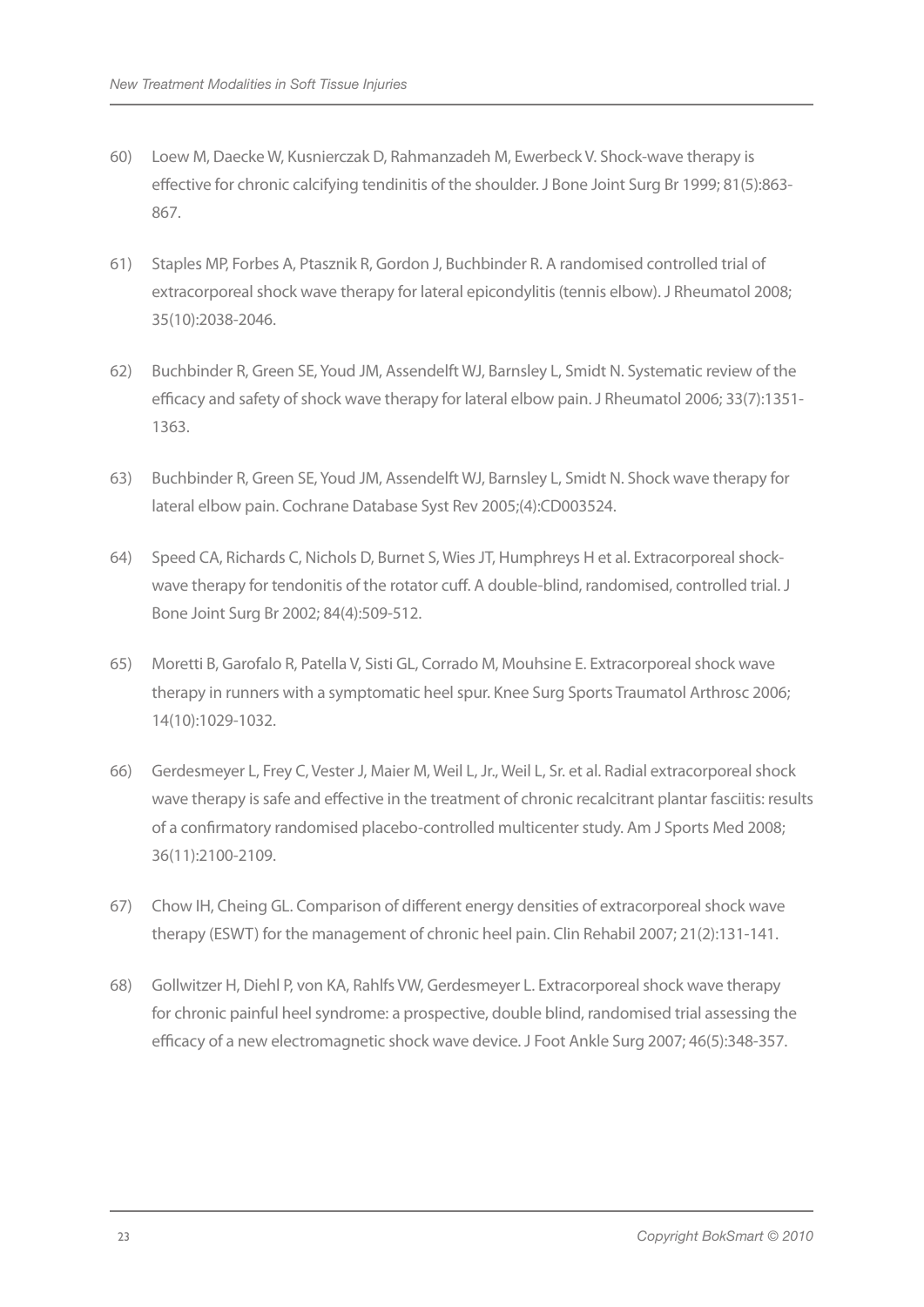60) Loew M, Daecke W, Kusnierczak D, Rahmanzadeh M, Ewerbeck V. Shock-wave therapy is effective for chronic calcifying tendinitis of the shoulder. J Bone Joint Surg Br 1999; 81(5):863-867.

61) Staples MP, Forbes A, Ptasznik R, Gordon J, Buchbinder R. A randomised controlled trial of extracorporeal shock wave therapy for lateral epicondylitis (tennis elbow). J Rheumatol 2008; 35(10):2038-2046.

62) Buchbinder R, Green SE, Youd JM, Assendelft WJ, Barnsley L, Smidt N. Systematic review of the efficacy and safety of shock wave therapy for lateral elbow pain. J Rheumatol 2006; 33(7):1351-1363.

63) Buchbinder R, Green SE, Youd JM, Assendelft WJ, Barnsley L, Smidt N. Shock wave therapy for lateral elbow pain. Cochrane Database Syst Rev 2005;(4):CD003524.

64) Speed CA, Richards C, Nichols D, Burnet S, Wies JT, Humphreys H et al. Extracorporeal shock-wave therapy for tendonitis of the rotator cuff. A double-blind, randomised, controlled trial. J Bone Joint Surg Br 2002; 84(4):509-512.

65) Moretti B, Garofalo R, Patella V, Sisti GL, Corrado M, Mouhsine E. Extracorporeal shock wave therapy in runners with a symptomatic heel spur. Knee Surg Sports Traumatol Arthrosc 2006; 14(10):1029-1032.

66) Gerdesmeyer L, Frey C, Vester J, Maier M, Weil L, Jr., Weil L, Sr. et al. Radial extracorporeal shock wave therapy is safe and effective in the treatment of chronic recalcitrant plantar fasciitis: results of a confirmatory randomised placebo-controlled multicenter study. Am J Sports Med 2008; 36(11):2100-2109.

67) Chow IH, Cheing GL. Comparison of different energy densities of extracorporeal shock wave therapy (ESWT) for the management of chronic heel pain. Clin Rehabil 2007; 21(2):131-141.

68) Gollwitzer H, Diehl P, von KA, Rahlfs VW, Gerdesmeyer L. Extracorporeal shock wave therapy for chronic painful heel syndrome: a prospective, double blind, randomised trial assessing the efficacy of a new electromagnetic shock wave device. J Foot Ankle Surg 2007; 46(5):348-357.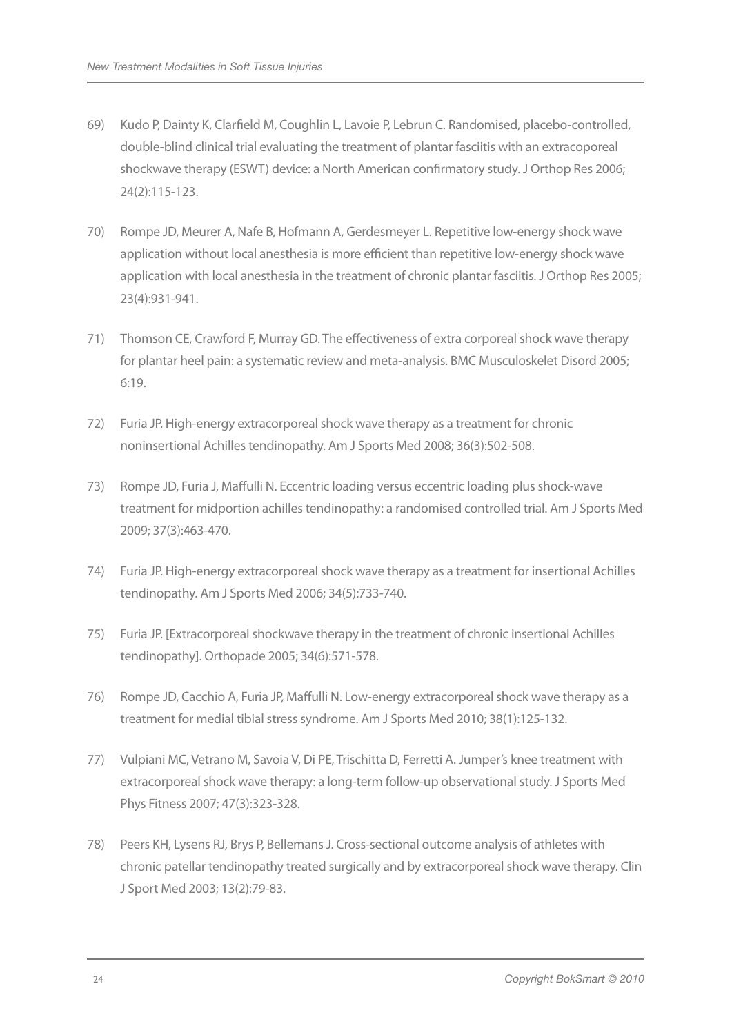69) Kudo P, Dainty K, Clarfield M, Coughlin L, Lavoie P, Lebrun C. Randomised, placebo-controlled, double-blind clinical trial evaluating the treatment of plantar fasciitis with an extracoporeal shockwave therapy (ESWT) device: a North American confirmatory study. J Orthop Res 2006; 24(2):115-123.

70) Rompe JD, Meurer A, Nafe B, Hofmann A, Gerdesmeyer L. Repetitive low-energy shock wave application without local anesthesia is more efficient than repetitive low-energy shock wave application with local anesthesia in the treatment of chronic plantar fasciitis. J Orthop Res 2005; 23(4):931-941.

71) Thomson CE, Crawford F, Murray GD. The effectiveness of extra corporeal shock wave therapy for plantar heel pain: a systematic review and meta-analysis. BMC Musculoskelet Disord 2005; 6:19.

72) Furia JP. High-energy extracorporeal shock wave therapy as a treatment for chronic noninsertional Achilles tendinopathy. Am J Sports Med 2008; 36(3):502-508.

73) Rompe JD, Furia J, Maffulli N. Eccentric loading versus eccentric loading plus shock-wave treatment for midportion achilles tendinopathy: a randomised controlled trial. Am J Sports Med 2009; 37(3):463-470.

74) Furia JP. High-energy extracorporeal shock wave therapy as a treatment for insertional Achilles tendinopathy. Am J Sports Med 2006; 34(5):733-740.

75) Furia JP. [Extracorporeal shockwave therapy in the treatment of chronic insertional Achilles tendinopathy]. Orthopade 2005; 34(6):571-578.

76) Rompe JD, Cacchio A, Furia JP, Maffulli N. Low-energy extracorporeal shock wave therapy as a treatment for medial tibial stress syndrome. Am J Sports Med 2010; 38(1):125-132.

77) Vulpiani MC, Vetrano M, Savoia V, Di PE, Trischitta D, Ferretti A. Jumper's knee treatment with extracorporeal shock wave therapy: a long-term follow-up observational study. J Sports Med Phys Fitness 2007; 47(3):323-328.

78) Peers KH, Lysens RJ, Brys P, Bellemans J. Cross-sectional outcome analysis of athletes with chronic patellar tendinopathy treated surgically and by extracorporeal shock wave therapy. Clin J Sport Med 2003; 13(2):79-83.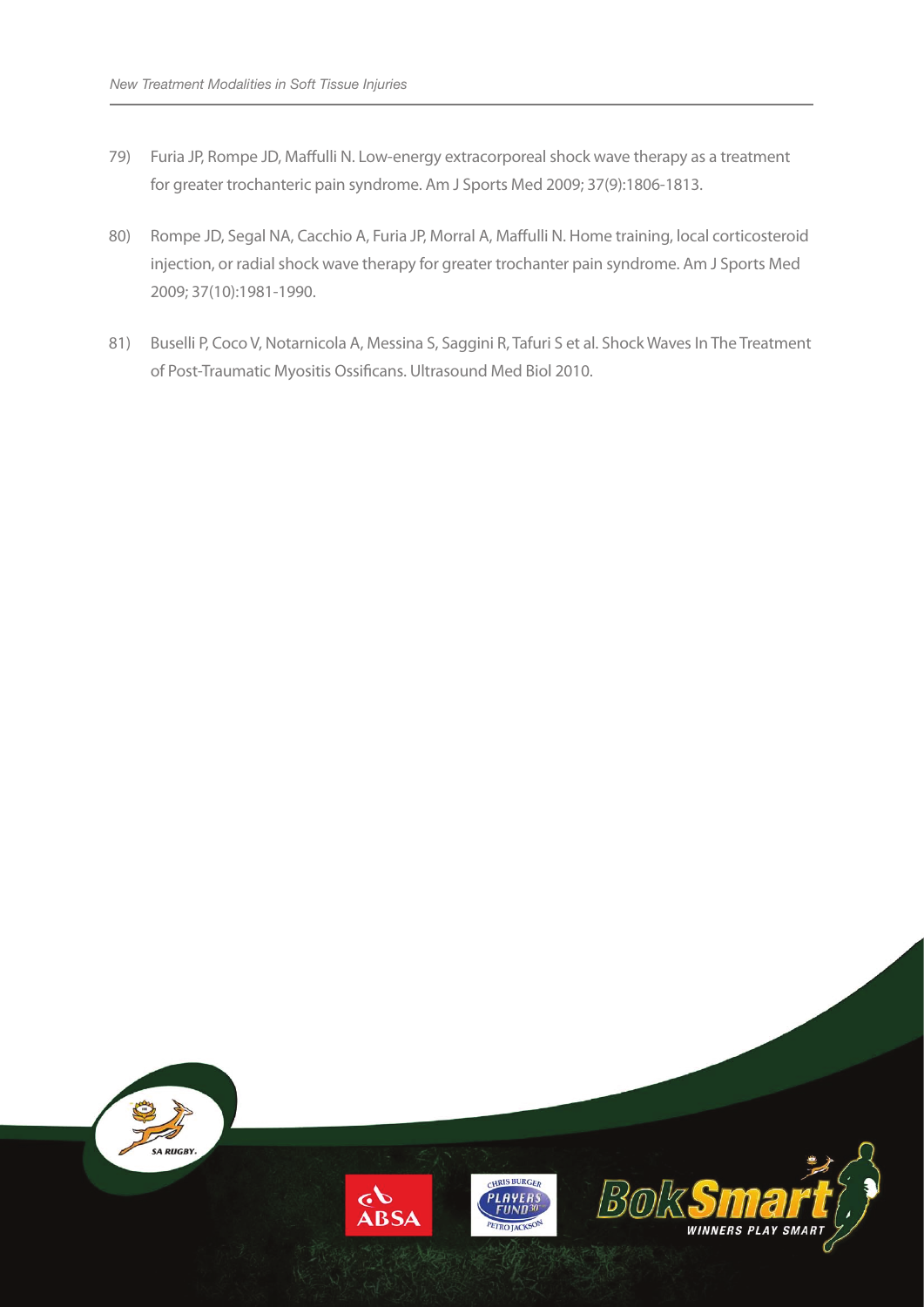79) Furia JP, Rompe JD, Maffulli N. Low-energy extracorporeal shock wave therapy as a treatment for greater trochanteric pain syndrome. Am J Sports Med 2009; 37(9):1806-1813.

80) Rompe JD, Segal NA, Cacchio A, Furia JP, Morral A, Maffulli N. Home training, local corticosteroid injection, or radial shock wave therapy for greater trochanter pain syndrome. Am J Sports Med 2009; 37(10):1981-1990.

81) Buselli P, Coco V, Notarnicola A, Messina S, Saggini R, Tafuri S et al. Shock Waves In The Treatment of Post-Traumatic Myositis Ossificans. Ultrasound Med Biol 2010.